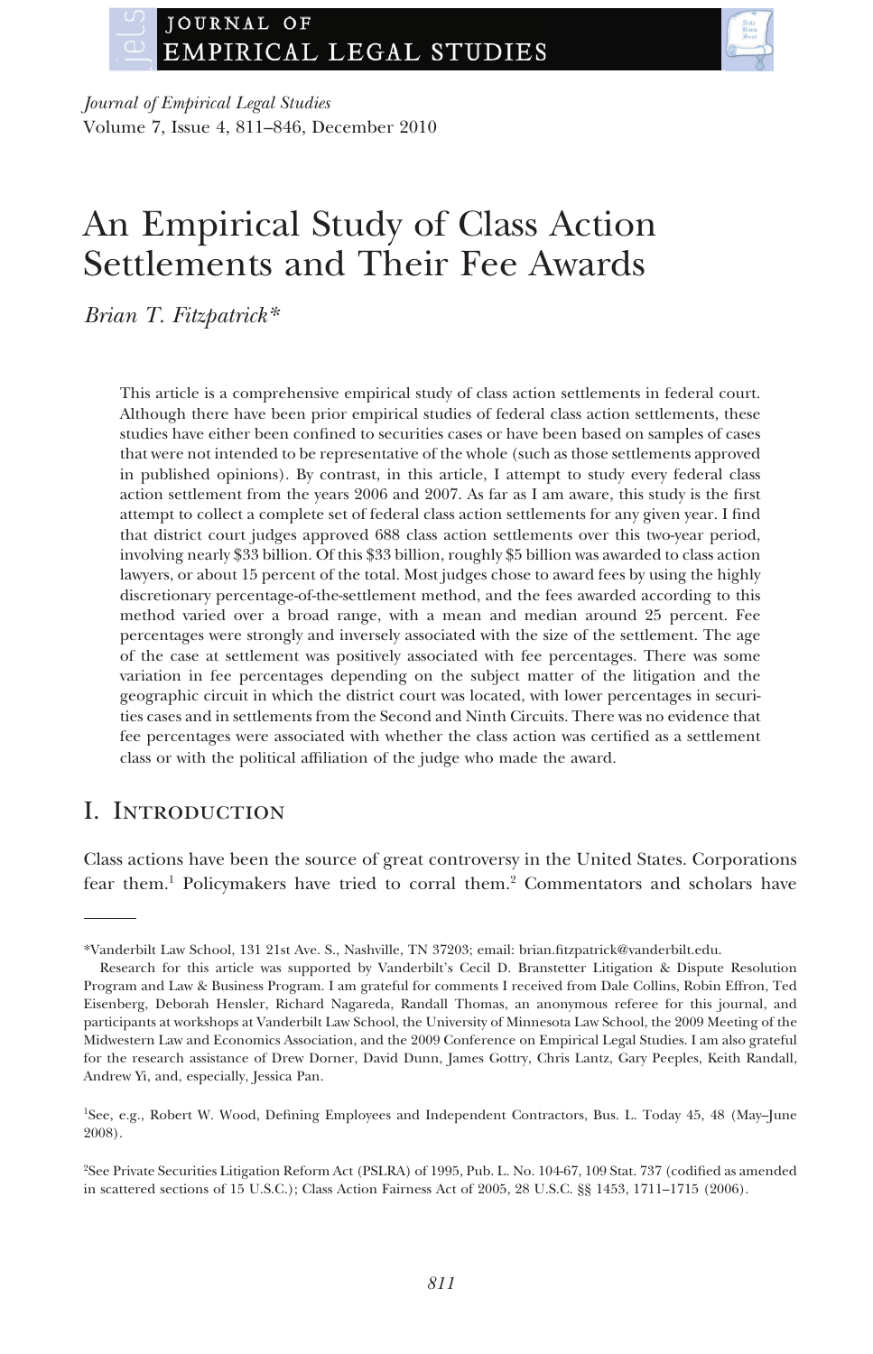*Journal of Empirical Legal Studies*
Volume 7, Issue 4, 811–846, December 2010

# An Empirical Study of Class Action Settlements and Their Fee Awards

*Brian T. Fitzpatrick**

This article is a comprehensive empirical study of class action settlements in federal court. Although there have been prior empirical studies of federal class action settlements, these studies have either been confined to securities cases or have been based on samples of cases that were not intended to be representative of the whole (such as those settlements approved in published opinions). By contrast, in this article, I attempt to study every federal class action settlement from the years 2006 and 2007. As far as I am aware, this study is the first attempt to collect a complete set of federal class action settlements for any given year. I find that district court judges approved 688 class action settlements over this two-year period, involving nearly $33 billion. Of this $33 billion, roughly $5 billion was awarded to class action lawyers, or about 15 percent of the total. Most judges chose to award fees by using the highly discretionary percentage-of-the-settlement method, and the fees awarded according to this method varied over a broad range, with a mean and median around 25 percent. Fee percentages were strongly and inversely associated with the size of the settlement. The age of the case at settlement was positively associated with fee percentages. There was some variation in fee percentages depending on the subject matter of the litigation and the geographic circuit in which the district court was located, with lower percentages in securities cases and in settlements from the Second and Ninth Circuits. There was no evidence that fee percentages were associated with whether the class action was certified as a settlement class or with the political affiliation of the judge who made the award.

## I. Introduction

Class actions have been the source of great controversy in the United States. Corporations fear them.[1] Policymakers have tried to corral them.[2] Commentators and scholars have

---

*Vanderbilt Law School, 131 21st Ave. S., Nashville, TN 37203; email: brian.fitzpatrick@vanderbilt.edu.

Research for this article was supported by Vanderbilt's Cecil D. Branstetter Litigation & Dispute Resolution Program and Law & Business Program. I am grateful for comments I received from Dale Collins, Robin Effron, Ted Eisenberg, Deborah Hensler, Richard Nagareda, Randall Thomas, an anonymous referee for this journal, and participants at workshops at Vanderbilt Law School, the University of Minnesota Law School, the 2009 Meeting of the Midwestern Law and Economics Association, and the 2009 Conference on Empirical Legal Studies. I am also grateful for the research assistance of Drew Dorner, David Dunn, James Gottry, Chris Lantz, Gary Peeples, Keith Randall, Andrew Yi, and, especially, Jessica Pan.

[1] See, e.g., Robert W. Wood, Defining Employees and Independent Contractors, Bus. L. Today 45, 48 (May–June 2008).

[2] See Private Securities Litigation Reform Act (PSLRA) of 1995, Pub. L. No. 104-67, 109 Stat. 737 (codified as amended in scattered sections of 15 U.S.C.); Class Action Fairness Act of 2005, 28 U.S.C. §§ 1453, 1711–1715 (2006).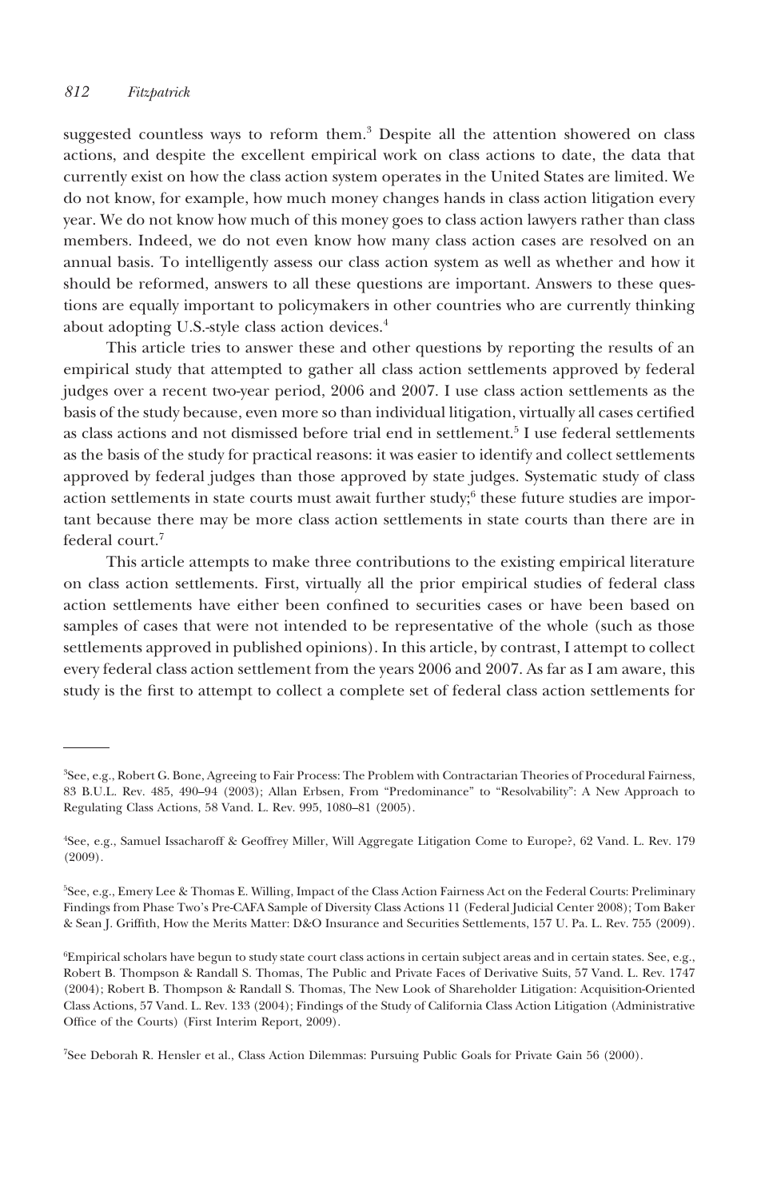suggested countless ways to reform them.[3] Despite all the attention showered on class actions, and despite the excellent empirical work on class actions to date, the data that currently exist on how the class action system operates in the United States are limited. We do not know, for example, how much money changes hands in class action litigation every year. We do not know how much of this money goes to class action lawyers rather than class members. Indeed, we do not even know how many class action cases are resolved on an annual basis. To intelligently assess our class action system as well as whether and how it should be reformed, answers to all these questions are important. Answers to these questions are equally important to policymakers in other countries who are currently thinking about adopting U.S.-style class action devices.[4]

This article tries to answer these and other questions by reporting the results of an empirical study that attempted to gather all class action settlements approved by federal judges over a recent two-year period, 2006 and 2007. I use class action settlements as the basis of the study because, even more so than individual litigation, virtually all cases certified as class actions and not dismissed before trial end in settlement.[5] I use federal settlements as the basis of the study for practical reasons: it was easier to identify and collect settlements approved by federal judges than those approved by state judges. Systematic study of class action settlements in state courts must await further study;[6] these future studies are important because there may be more class action settlements in state courts than there are in federal court.[7]

This article attempts to make three contributions to the existing empirical literature on class action settlements. First, virtually all the prior empirical studies of federal class action settlements have either been confined to securities cases or have been based on samples of cases that were not intended to be representative of the whole (such as those settlements approved in published opinions). In this article, by contrast, I attempt to collect every federal class action settlement from the years 2006 and 2007. As far as I am aware, this study is the first to attempt to collect a complete set of federal class action settlements for

---

[3]See, e.g., Robert G. Bone, Agreeing to Fair Process: The Problem with Contractarian Theories of Procedural Fairness, 83 B.U.L. Rev. 485, 490–94 (2003); Allan Erbsen, From "Predominance" to "Resolvability": A New Approach to Regulating Class Actions, 58 Vand. L. Rev. 995, 1080–81 (2005).

[4]See, e.g., Samuel Issacharoff & Geoffrey Miller, Will Aggregate Litigation Come to Europe?, 62 Vand. L. Rev. 179 (2009).

[5]See, e.g., Emery Lee & Thomas E. Willing, Impact of the Class Action Fairness Act on the Federal Courts: Preliminary Findings from Phase Two's Pre-CAFA Sample of Diversity Class Actions 11 (Federal Judicial Center 2008); Tom Baker & Sean J. Griffith, How the Merits Matter: D&O Insurance and Securities Settlements, 157 U. Pa. L. Rev. 755 (2009).

[6]Empirical scholars have begun to study state court class actions in certain subject areas and in certain states. See, e.g., Robert B. Thompson & Randall S. Thomas, The Public and Private Faces of Derivative Suits, 57 Vand. L. Rev. 1747 (2004); Robert B. Thompson & Randall S. Thomas, The New Look of Shareholder Litigation: Acquisition-Oriented Class Actions, 57 Vand. L. Rev. 133 (2004); Findings of the Study of California Class Action Litigation (Administrative Office of the Courts) (First Interim Report, 2009).

[7]See Deborah R. Hensler et al., Class Action Dilemmas: Pursuing Public Goals for Private Gain 56 (2000).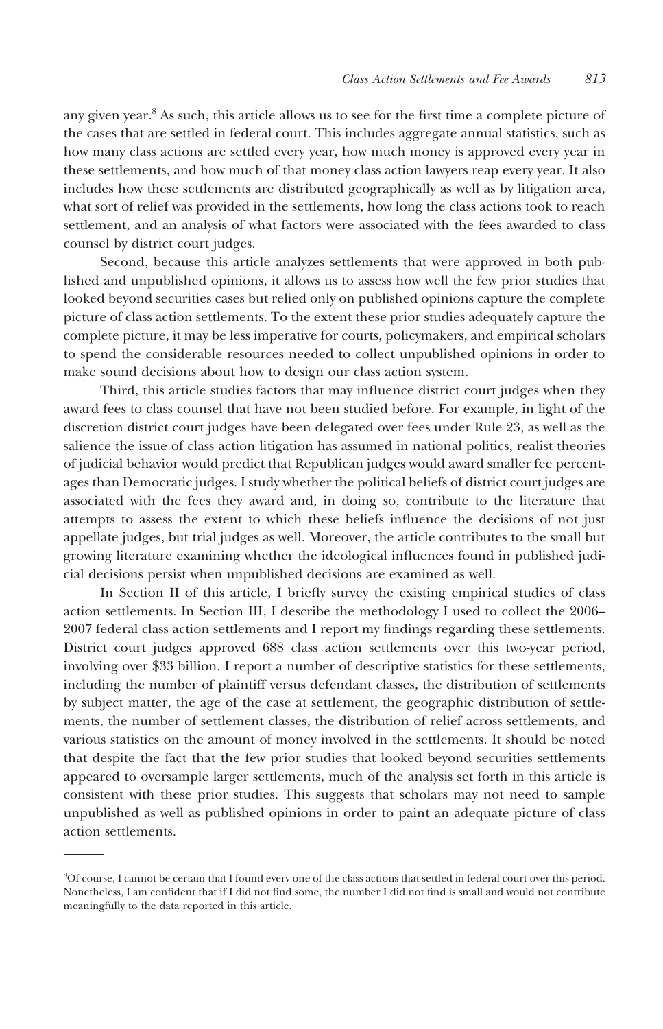any given year.[8] As such, this article allows us to see for the first time a complete picture of the cases that are settled in federal court. This includes aggregate annual statistics, such as how many class actions are settled every year, how much money is approved every year in these settlements, and how much of that money class action lawyers reap every year. It also includes how these settlements are distributed geographically as well as by litigation area, what sort of relief was provided in the settlements, how long the class actions took to reach settlement, and an analysis of what factors were associated with the fees awarded to class counsel by district court judges.

Second, because this article analyzes settlements that were approved in both published and unpublished opinions, it allows us to assess how well the few prior studies that looked beyond securities cases but relied only on published opinions capture the complete picture of class action settlements. To the extent these prior studies adequately capture the complete picture, it may be less imperative for courts, policymakers, and empirical scholars to spend the considerable resources needed to collect unpublished opinions in order to make sound decisions about how to design our class action system.

Third, this article studies factors that may influence district court judges when they award fees to class counsel that have not been studied before. For example, in light of the discretion district court judges have been delegated over fees under Rule 23, as well as the salience the issue of class action litigation has assumed in national politics, realist theories of judicial behavior would predict that Republican judges would award smaller fee percentages than Democratic judges. I study whether the political beliefs of district court judges are associated with the fees they award and, in doing so, contribute to the literature that attempts to assess the extent to which these beliefs influence the decisions of not just appellate judges, but trial judges as well. Moreover, the article contributes to the small but growing literature examining whether the ideological influences found in published judicial decisions persist when unpublished decisions are examined as well.

In Section II of this article, I briefly survey the existing empirical studies of class action settlements. In Section III, I describe the methodology I used to collect the 2006–2007 federal class action settlements and I report my findings regarding these settlements. District court judges approved 688 class action settlements over this two-year period, involving over $33 billion. I report a number of descriptive statistics for these settlements, including the number of plaintiff versus defendant classes, the distribution of settlements by subject matter, the age of the case at settlement, the geographic distribution of settlements, the number of settlement classes, the distribution of relief across settlements, and various statistics on the amount of money involved in the settlements. It should be noted that despite the fact that the few prior studies that looked beyond securities settlements appeared to oversample larger settlements, much of the analysis set forth in this article is consistent with these prior studies. This suggests that scholars may not need to sample unpublished as well as published opinions in order to paint an adequate picture of class action settlements.

---

[8] Of course, I cannot be certain that I found every one of the class actions that settled in federal court over this period. Nonetheless, I am confident that if I did not find some, the number I did not find is small and would not contribute meaningfully to the data reported in this article.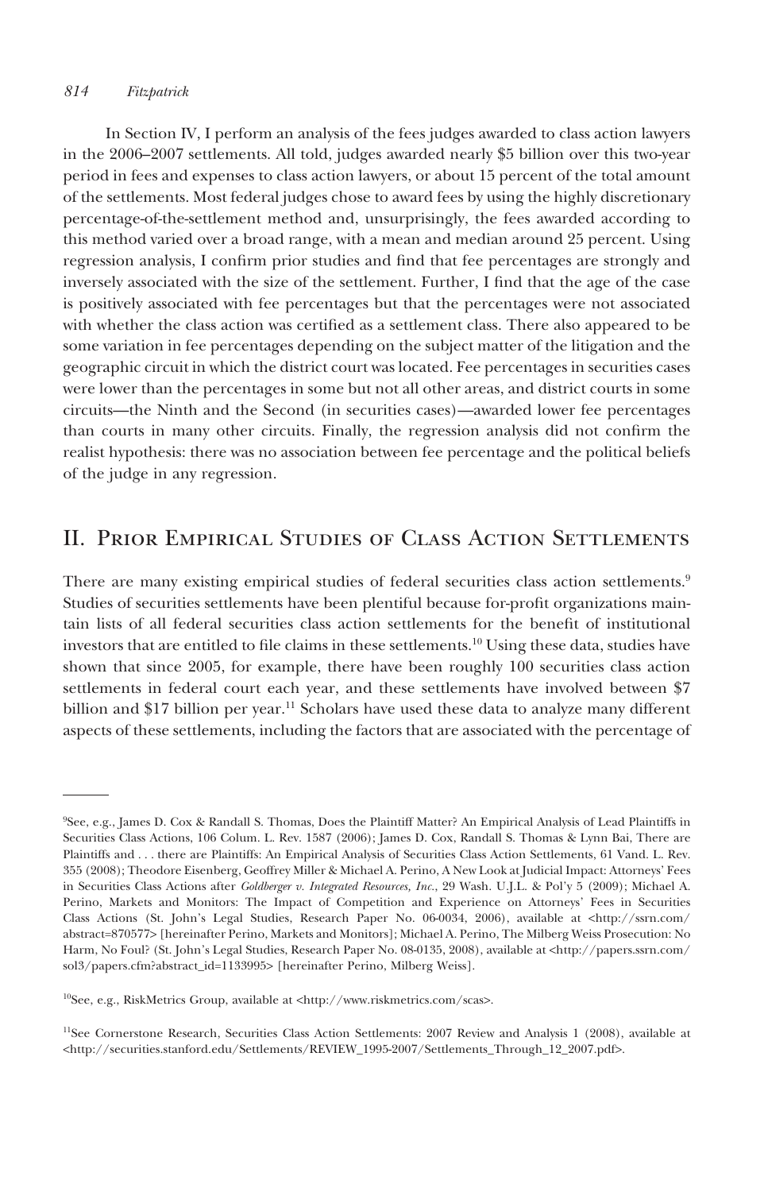In Section IV, I perform an analysis of the fees judges awarded to class action lawyers in the 2006–2007 settlements. All told, judges awarded nearly $5 billion over this two-year period in fees and expenses to class action lawyers, or about 15 percent of the total amount of the settlements. Most federal judges chose to award fees by using the highly discretionary percentage-of-the-settlement method and, unsurprisingly, the fees awarded according to this method varied over a broad range, with a mean and median around 25 percent. Using regression analysis, I confirm prior studies and find that fee percentages are strongly and inversely associated with the size of the settlement. Further, I find that the age of the case is positively associated with fee percentages but that the percentages were not associated with whether the class action was certified as a settlement class. There also appeared to be some variation in fee percentages depending on the subject matter of the litigation and the geographic circuit in which the district court was located. Fee percentages in securities cases were lower than the percentages in some but not all other areas, and district courts in some circuits—the Ninth and the Second (in securities cases)—awarded lower fee percentages than courts in many other circuits. Finally, the regression analysis did not confirm the realist hypothesis: there was no association between fee percentage and the political beliefs of the judge in any regression.

## II. Prior Empirical Studies of Class Action Settlements

There are many existing empirical studies of federal securities class action settlements.[9] Studies of securities settlements have been plentiful because for-profit organizations maintain lists of all federal securities class action settlements for the benefit of institutional investors that are entitled to file claims in these settlements.[10] Using these data, studies have shown that since 2005, for example, there have been roughly 100 securities class action settlements in federal court each year, and these settlements have involved between $7 billion and $17 billion per year.[11] Scholars have used these data to analyze many different aspects of these settlements, including the factors that are associated with the percentage of

---

[9]See, e.g., James D. Cox & Randall S. Thomas, Does the Plaintiff Matter? An Empirical Analysis of Lead Plaintiffs in Securities Class Actions, 106 Colum. L. Rev. 1587 (2006); James D. Cox, Randall S. Thomas & Lynn Bai, There are Plaintiffs and . . . there are Plaintiffs: An Empirical Analysis of Securities Class Action Settlements, 61 Vand. L. Rev. 355 (2008); Theodore Eisenberg, Geoffrey Miller & Michael A. Perino, A New Look at Judicial Impact: Attorneys' Fees in Securities Class Actions after *Goldberger v. Integrated Resources, Inc.*, 29 Wash. U.J.L. & Pol'y 5 (2009); Michael A. Perino, Markets and Monitors: The Impact of Competition and Experience on Attorneys' Fees in Securities Class Actions (St. John's Legal Studies, Research Paper No. 06-0034, 2006), available at <http://ssrn.com/abstract=870577> [hereinafter Perino, Markets and Monitors]; Michael A. Perino, The Milberg Weiss Prosecution: No Harm, No Foul? (St. John's Legal Studies, Research Paper No. 08-0135, 2008), available at <http://papers.ssrn.com/sol3/papers.cfm?abstract_id=1133995> [hereinafter Perino, Milberg Weiss].

[10]See, e.g., RiskMetrics Group, available at <http://www.riskmetrics.com/scas>.

[11]See Cornerstone Research, Securities Class Action Settlements: 2007 Review and Analysis 1 (2008), available at <http://securities.stanford.edu/Settlements/REVIEW_1995-2007/Settlements_Through_12_2007.pdf>.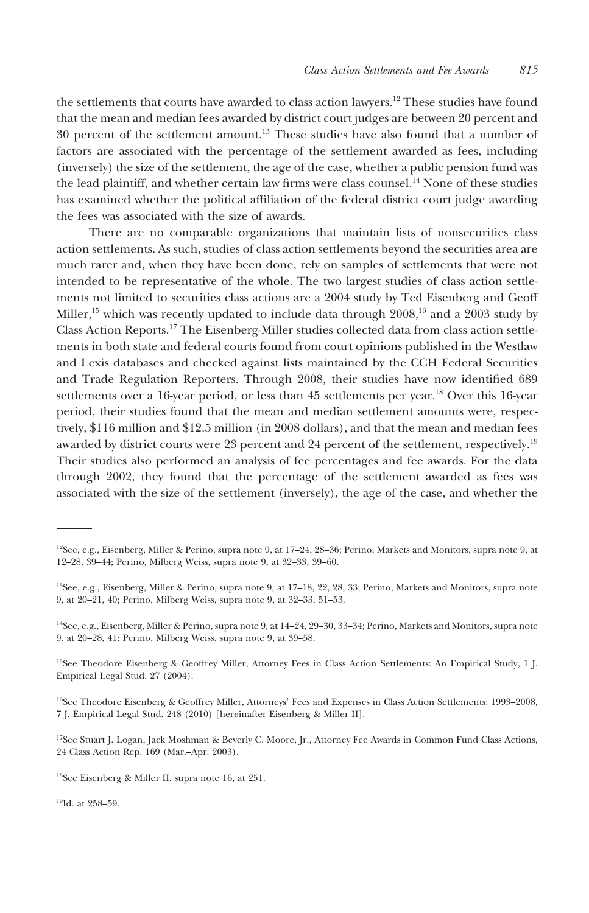the settlements that courts have awarded to class action lawyers.[12] These studies have found that the mean and median fees awarded by district court judges are between 20 percent and 30 percent of the settlement amount.[13] These studies have also found that a number of factors are associated with the percentage of the settlement awarded as fees, including (inversely) the size of the settlement, the age of the case, whether a public pension fund was the lead plaintiff, and whether certain law firms were class counsel.[14] None of these studies has examined whether the political affiliation of the federal district court judge awarding the fees was associated with the size of awards.

There are no comparable organizations that maintain lists of nonsecurities class action settlements. As such, studies of class action settlements beyond the securities area are much rarer and, when they have been done, rely on samples of settlements that were not intended to be representative of the whole. The two largest studies of class action settlements not limited to securities class actions are a 2004 study by Ted Eisenberg and Geoff Miller,[15] which was recently updated to include data through 2008,[16] and a 2003 study by Class Action Reports.[17] The Eisenberg-Miller studies collected data from class action settlements in both state and federal courts found from court opinions published in the Westlaw and Lexis databases and checked against lists maintained by the CCH Federal Securities and Trade Regulation Reporters. Through 2008, their studies have now identified 689 settlements over a 16-year period, or less than 45 settlements per year.[18] Over this 16-year period, their studies found that the mean and median settlement amounts were, respectively, $116 million and $12.5 million (in 2008 dollars), and that the mean and median fees awarded by district courts were 23 percent and 24 percent of the settlement, respectively.[19] Their studies also performed an analysis of fee percentages and fee awards. For the data through 2002, they found that the percentage of the settlement awarded as fees was associated with the size of the settlement (inversely), the age of the case, and whether the

---

[12] See, e.g., Eisenberg, Miller & Perino, supra note 9, at 17–24, 28–36; Perino, Markets and Monitors, supra note 9, at 12–28, 39–44; Perino, Milberg Weiss, supra note 9, at 32–33, 39–60.

[13] See, e.g., Eisenberg, Miller & Perino, supra note 9, at 17–18, 22, 28, 33; Perino, Markets and Monitors, supra note 9, at 20–21, 40; Perino, Milberg Weiss, supra note 9, at 32–33, 51–53.

[14] See, e.g., Eisenberg, Miller & Perino, supra note 9, at 14–24, 29–30, 33–34; Perino, Markets and Monitors, supra note 9, at 20–28, 41; Perino, Milberg Weiss, supra note 9, at 39–58.

[15] See Theodore Eisenberg & Geoffrey Miller, Attorney Fees in Class Action Settlements: An Empirical Study, 1 J. Empirical Legal Stud. 27 (2004).

[16] See Theodore Eisenberg & Geoffrey Miller, Attorneys' Fees and Expenses in Class Action Settlements: 1993–2008, 7 J. Empirical Legal Stud. 248 (2010) [hereinafter Eisenberg & Miller II].

[17] See Stuart J. Logan, Jack Moshman & Beverly C. Moore, Jr., Attorney Fee Awards in Common Fund Class Actions, 24 Class Action Rep. 169 (Mar.–Apr. 2003).

[18] See Eisenberg & Miller II, supra note 16, at 251.

[19] Id. at 258–59.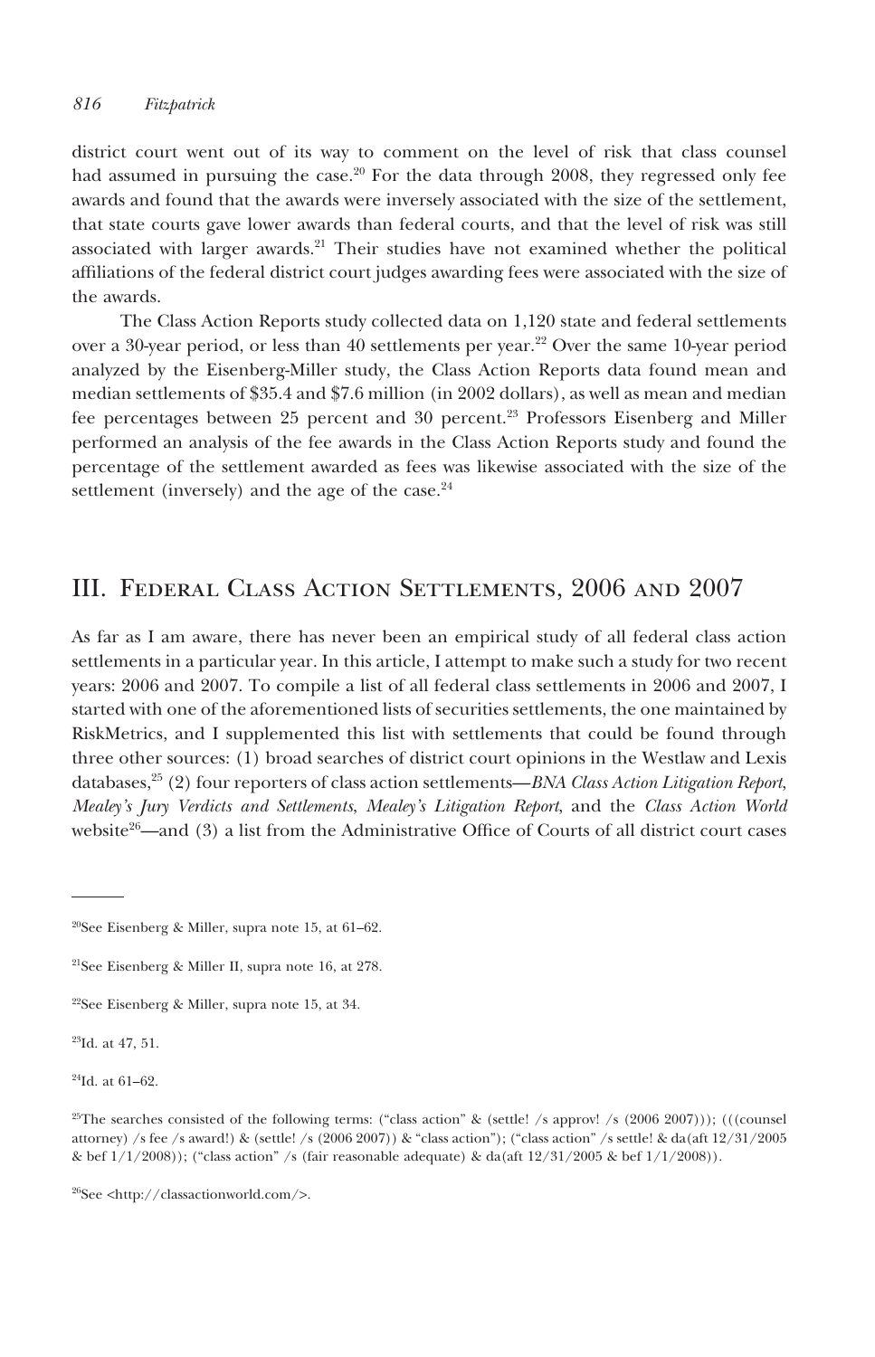district court went out of its way to comment on the level of risk that class counsel had assumed in pursuing the case.[20] For the data through 2008, they regressed only fee awards and found that the awards were inversely associated with the size of the settlement, that state courts gave lower awards than federal courts, and that the level of risk was still associated with larger awards.[21] Their studies have not examined whether the political affiliations of the federal district court judges awarding fees were associated with the size of the awards.

The Class Action Reports study collected data on 1,120 state and federal settlements over a 30-year period, or less than 40 settlements per year.[22] Over the same 10-year period analyzed by the Eisenberg-Miller study, the Class Action Reports data found mean and median settlements of $35.4 and $7.6 million (in 2002 dollars), as well as mean and median fee percentages between 25 percent and 30 percent.[23] Professors Eisenberg and Miller performed an analysis of the fee awards in the Class Action Reports study and found the percentage of the settlement awarded as fees was likewise associated with the size of the settlement (inversely) and the age of the case.[24]

## III. Federal Class Action Settlements, 2006 and 2007

As far as I am aware, there has never been an empirical study of all federal class action settlements in a particular year. In this article, I attempt to make such a study for two recent years: 2006 and 2007. To compile a list of all federal class settlements in 2006 and 2007, I started with one of the aforementioned lists of securities settlements, the one maintained by RiskMetrics, and I supplemented this list with settlements that could be found through three other sources: (1) broad searches of district court opinions in the Westlaw and Lexis databases,[25] (2) four reporters of class action settlements—*BNA Class Action Litigation Report*, *Mealey's Jury Verdicts and Settlements*, *Mealey's Litigation Report*, and the *Class Action World* website[26]—and (3) a list from the Administrative Office of Courts of all district court cases

---

[20]See Eisenberg & Miller, supra note 15, at 61–62.

[21]See Eisenberg & Miller II, supra note 16, at 278.

[22]See Eisenberg & Miller, supra note 15, at 34.

[23]Id. at 47, 51.

[24]Id. at 61–62.

[25]The searches consisted of the following terms: ("class action" & (settle! /s approv! /s (2006 2007))); (((counsel attorney) /s fee /s award!) & (settle! /s (2006 2007)) & "class action"); ("class action" /s settle! & da(aft 12/31/2005 & bef 1/1/2008)); ("class action" /s (fair reasonable adequate) & da(aft 12/31/2005 & bef 1/1/2008)).

[26]See <http://classactionworld.com/>.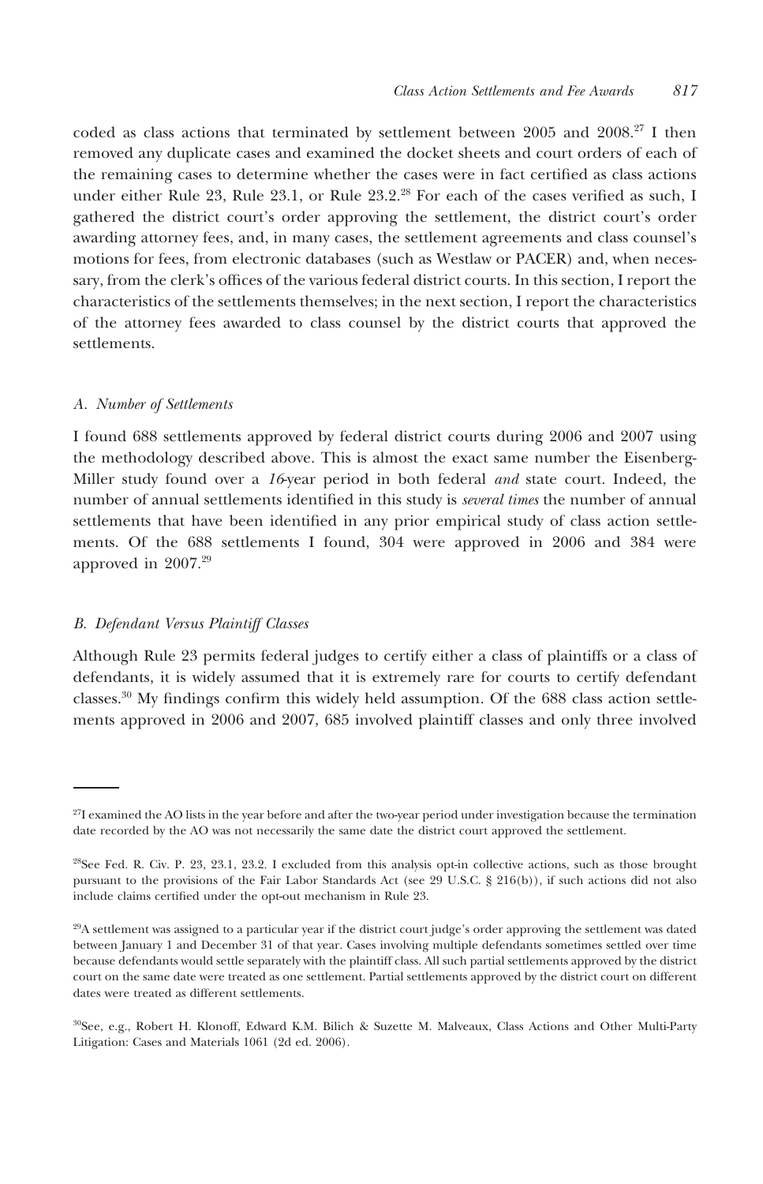coded as class actions that terminated by settlement between 2005 and 2008.[27] I then removed any duplicate cases and examined the docket sheets and court orders of each of the remaining cases to determine whether the cases were in fact certified as class actions under either Rule 23, Rule 23.1, or Rule 23.2.[28] For each of the cases verified as such, I gathered the district court's order approving the settlement, the district court's order awarding attorney fees, and, in many cases, the settlement agreements and class counsel's motions for fees, from electronic databases (such as Westlaw or PACER) and, when necessary, from the clerk's offices of the various federal district courts. In this section, I report the characteristics of the settlements themselves; in the next section, I report the characteristics of the attorney fees awarded to class counsel by the district courts that approved the settlements.

### *A. Number of Settlements*

I found 688 settlements approved by federal district courts during 2006 and 2007 using the methodology described above. This is almost the exact same number the Eisenberg-Miller study found over a *16*-year period in both federal *and* state court. Indeed, the number of annual settlements identified in this study is *several times* the number of annual settlements that have been identified in any prior empirical study of class action settlements. Of the 688 settlements I found, 304 were approved in 2006 and 384 were approved in 2007.[29]

### *B. Defendant Versus Plaintiff Classes*

Although Rule 23 permits federal judges to certify either a class of plaintiffs or a class of defendants, it is widely assumed that it is extremely rare for courts to certify defendant classes.[30] My findings confirm this widely held assumption. Of the 688 class action settlements approved in 2006 and 2007, 685 involved plaintiff classes and only three involved

---

[27] I examined the AO lists in the year before and after the two-year period under investigation because the termination date recorded by the AO was not necessarily the same date the district court approved the settlement.

[28] See Fed. R. Civ. P. 23, 23.1, 23.2. I excluded from this analysis opt-in collective actions, such as those brought pursuant to the provisions of the Fair Labor Standards Act (see 29 U.S.C. § 216(b)), if such actions did not also include claims certified under the opt-out mechanism in Rule 23.

[29] A settlement was assigned to a particular year if the district court judge's order approving the settlement was dated between January 1 and December 31 of that year. Cases involving multiple defendants sometimes settled over time because defendants would settle separately with the plaintiff class. All such partial settlements approved by the district court on the same date were treated as one settlement. Partial settlements approved by the district court on different dates were treated as different settlements.

[30] See, e.g., Robert H. Klonoff, Edward K.M. Bilich & Suzette M. Malveaux, Class Actions and Other Multi-Party Litigation: Cases and Materials 1061 (2d ed. 2006).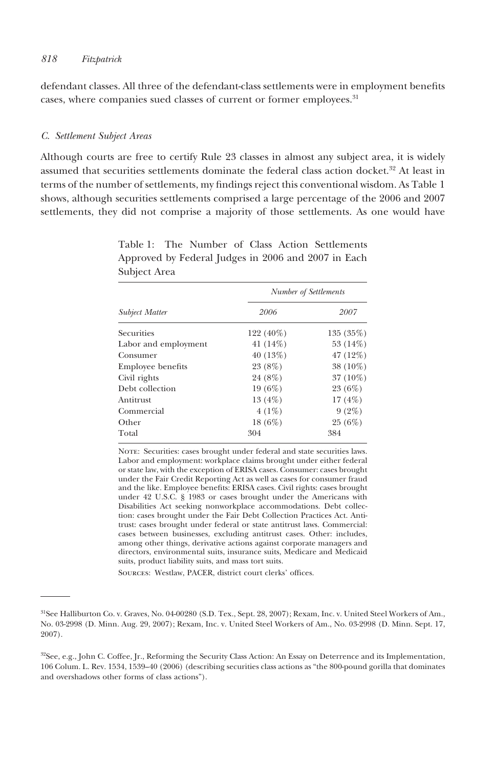defendant classes. All three of the defendant-class settlements were in employment benefits cases, where companies sued classes of current or former employees.[31]

### *C. Settlement Subject Areas*

Although courts are free to certify Rule 23 classes in almost any subject area, it is widely assumed that securities settlements dominate the federal class action docket.[32] At least in terms of the number of settlements, my findings reject this conventional wisdom. As Table 1 shows, although securities settlements comprised a large percentage of the 2006 and 2007 settlements, they did not comprise a majority of those settlements. As one would have

Table 1: The Number of Class Action Settlements Approved by Federal Judges in 2006 and 2007 in Each Subject Area

| | *Number of Settlements* | |
|---|---|---|
| *Subject Matter* | *2006* | *2007* |
| Securities | 122 (40%) | 135 (35%) |
| Labor and employment | 41 (14%) | 53 (14%) |
| Consumer | 40 (13%) | 47 (12%) |
| Employee benefits | 23 (8%) | 38 (10%) |
| Civil rights | 24 (8%) | 37 (10%) |
| Debt collection | 19 (6%) | 23 (6%) |
| Antitrust | 13 (4%) | 17 (4%) |
| Commercial | 4 (1%) | 9 (2%) |
| Other | 18 (6%) | 25 (6%) |
| Total | 304 | 384 |

Note: Securities: cases brought under federal and state securities laws. Labor and employment: workplace claims brought under either federal or state law, with the exception of ERISA cases. Consumer: cases brought under the Fair Credit Reporting Act as well as cases for consumer fraud and the like. Employee benefits: ERISA cases. Civil rights: cases brought under 42 U.S.C. § 1983 or cases brought under the Americans with Disabilities Act seeking nonworkplace accommodations. Debt collection: cases brought under the Fair Debt Collection Practices Act. Antitrust: cases brought under federal or state antitrust laws. Commercial: cases between businesses, excluding antitrust cases. Other: includes, among other things, derivative actions against corporate managers and directors, environmental suits, insurance suits, Medicare and Medicaid suits, product liability suits, and mass tort suits.

Sources: Westlaw, PACER, district court clerks' offices.

---

[31]See Halliburton Co. v. Graves, No. 04-00280 (S.D. Tex., Sept. 28, 2007); Rexam, Inc. v. United Steel Workers of Am., No. 03-2998 (D. Minn. Aug. 29, 2007); Rexam, Inc. v. United Steel Workers of Am., No. 03-2998 (D. Minn. Sept. 17, 2007).

[32]See, e.g., John C. Coffee, Jr., Reforming the Security Class Action: An Essay on Deterrence and its Implementation, 106 Colum. L. Rev. 1534, 1539–40 (2006) (describing securities class actions as "the 800-pound gorilla that dominates and overshadows other forms of class actions").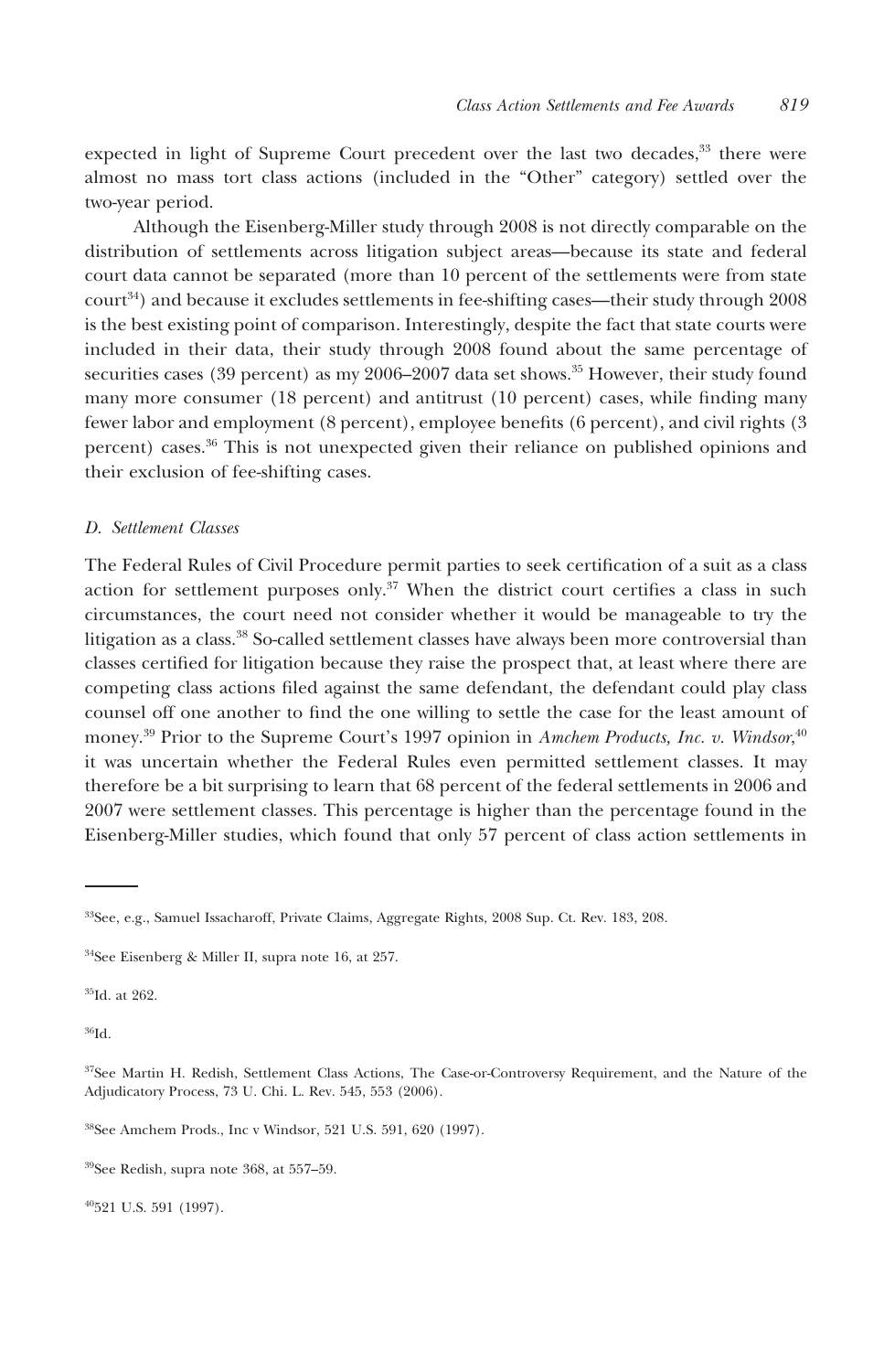expected in light of Supreme Court precedent over the last two decades,[33] there were almost no mass tort class actions (included in the "Other" category) settled over the two-year period.

Although the Eisenberg-Miller study through 2008 is not directly comparable on the distribution of settlements across litigation subject areas—because its state and federal court data cannot be separated (more than 10 percent of the settlements were from state court[34]) and because it excludes settlements in fee-shifting cases—their study through 2008 is the best existing point of comparison. Interestingly, despite the fact that state courts were included in their data, their study through 2008 found about the same percentage of securities cases (39 percent) as my 2006–2007 data set shows.[35] However, their study found many more consumer (18 percent) and antitrust (10 percent) cases, while finding many fewer labor and employment (8 percent), employee benefits (6 percent), and civil rights (3 percent) cases.[36] This is not unexpected given their reliance on published opinions and their exclusion of fee-shifting cases.

### *D. Settlement Classes*

The Federal Rules of Civil Procedure permit parties to seek certification of a suit as a class action for settlement purposes only.[37] When the district court certifies a class in such circumstances, the court need not consider whether it would be manageable to try the litigation as a class.[38] So-called settlement classes have always been more controversial than classes certified for litigation because they raise the prospect that, at least where there are competing class actions filed against the same defendant, the defendant could play class counsel off one another to find the one willing to settle the case for the least amount of money.[39] Prior to the Supreme Court's 1997 opinion in *Amchem Products, Inc. v. Windsor*,[40] it was uncertain whether the Federal Rules even permitted settlement classes. It may therefore be a bit surprising to learn that 68 percent of the federal settlements in 2006 and 2007 were settlement classes. This percentage is higher than the percentage found in the Eisenberg-Miller studies, which found that only 57 percent of class action settlements in

---

[33]See, e.g., Samuel Issacharoff, Private Claims, Aggregate Rights, 2008 Sup. Ct. Rev. 183, 208.

[34]See Eisenberg & Miller II, supra note 16, at 257.

[35]Id. at 262.

[36]Id.

[37]See Martin H. Redish, Settlement Class Actions, The Case-or-Controversy Requirement, and the Nature of the Adjudicatory Process, 73 U. Chi. L. Rev. 545, 553 (2006).

[38]See Amchem Prods., Inc v Windsor, 521 U.S. 591, 620 (1997).

[39]See Redish, supra note 368, at 557–59.

[40]521 U.S. 591 (1997).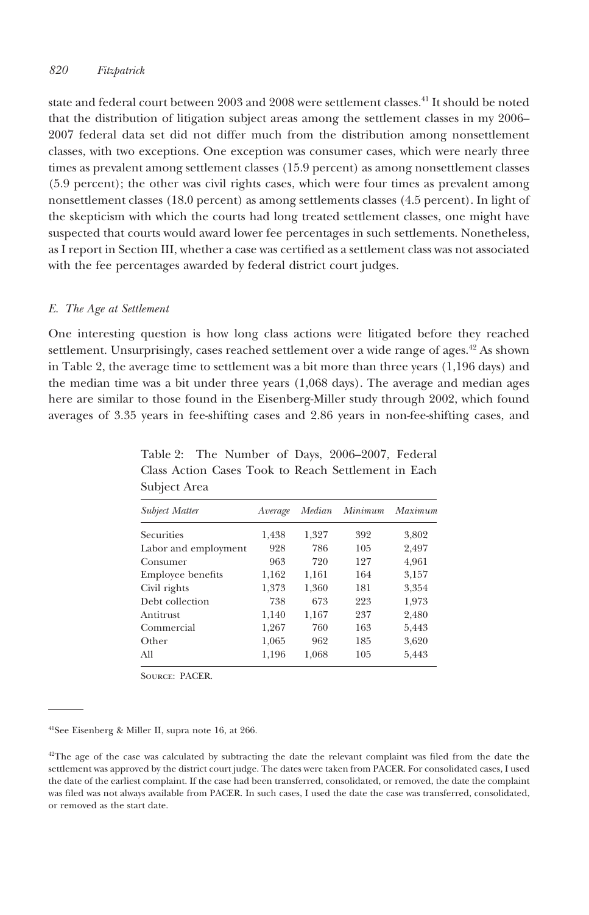state and federal court between 2003 and 2008 were settlement classes.[41] It should be noted that the distribution of litigation subject areas among the settlement classes in my 2006–2007 federal data set did not differ much from the distribution among nonsettlement classes, with two exceptions. One exception was consumer cases, which were nearly three times as prevalent among settlement classes (15.9 percent) as among nonsettlement classes (5.9 percent); the other was civil rights cases, which were four times as prevalent among nonsettlement classes (18.0 percent) as among settlements classes (4.5 percent). In light of the skepticism with which the courts had long treated settlement classes, one might have suspected that courts would award lower fee percentages in such settlements. Nonetheless, as I report in Section III, whether a case was certified as a settlement class was not associated with the fee percentages awarded by federal district court judges.

### *E. The Age at Settlement*

One interesting question is how long class actions were litigated before they reached settlement. Unsurprisingly, cases reached settlement over a wide range of ages.[42] As shown in Table 2, the average time to settlement was a bit more than three years (1,196 days) and the median time was a bit under three years (1,068 days). The average and median ages here are similar to those found in the Eisenberg-Miller study through 2002, which found averages of 3.35 years in fee-shifting cases and 2.86 years in non-fee-shifting cases, and

Table 2: The Number of Days, 2006–2007, Federal Class Action Cases Took to Reach Settlement in Each Subject Area

| *Subject Matter* | *Average* | *Median* | *Minimum* | *Maximum* |
|---|---|---|---|---|
| Securities | 1,438 | 1,327 | 392 | 3,802 |
| Labor and employment | 928 | 786 | 105 | 2,497 |
| Consumer | 963 | 720 | 127 | 4,961 |
| Employee benefits | 1,162 | 1,161 | 164 | 3,157 |
| Civil rights | 1,373 | 1,360 | 181 | 3,354 |
| Debt collection | 738 | 673 | 223 | 1,973 |
| Antitrust | 1,140 | 1,167 | 237 | 2,480 |
| Commercial | 1,267 | 760 | 163 | 5,443 |
| Other | 1,065 | 962 | 185 | 3,620 |
| All | 1,196 | 1,068 | 105 | 5,443 |

Source: PACER.

---

[41] See Eisenberg & Miller II, supra note 16, at 266.

[42] The age of the case was calculated by subtracting the date the relevant complaint was filed from the date the settlement was approved by the district court judge. The dates were taken from PACER. For consolidated cases, I used the date of the earliest complaint. If the case had been transferred, consolidated, or removed, the date the complaint was filed was not always available from PACER. In such cases, I used the date the case was transferred, consolidated, or removed as the start date.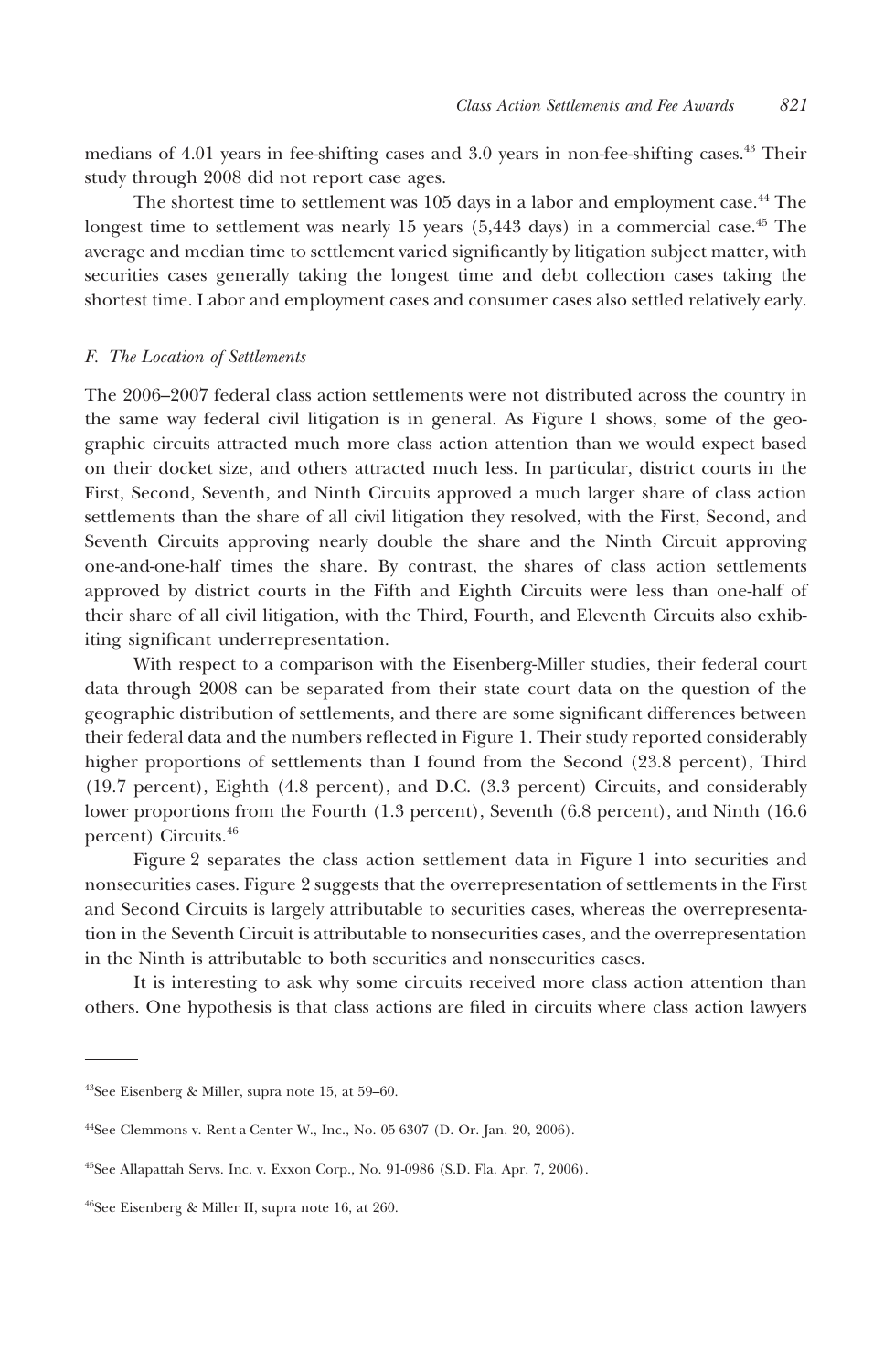medians of 4.01 years in fee-shifting cases and 3.0 years in non-fee-shifting cases.[43] Their study through 2008 did not report case ages.

The shortest time to settlement was 105 days in a labor and employment case.[44] The longest time to settlement was nearly 15 years (5,443 days) in a commercial case.[45] The average and median time to settlement varied significantly by litigation subject matter, with securities cases generally taking the longest time and debt collection cases taking the shortest time. Labor and employment cases and consumer cases also settled relatively early.

### *F. The Location of Settlements*

The 2006–2007 federal class action settlements were not distributed across the country in the same way federal civil litigation is in general. As Figure 1 shows, some of the geographic circuits attracted much more class action attention than we would expect based on their docket size, and others attracted much less. In particular, district courts in the First, Second, Seventh, and Ninth Circuits approved a much larger share of class action settlements than the share of all civil litigation they resolved, with the First, Second, and Seventh Circuits approving nearly double the share and the Ninth Circuit approving one-and-one-half times the share. By contrast, the shares of class action settlements approved by district courts in the Fifth and Eighth Circuits were less than one-half of their share of all civil litigation, with the Third, Fourth, and Eleventh Circuits also exhibiting significant underrepresentation.

With respect to a comparison with the Eisenberg-Miller studies, their federal court data through 2008 can be separated from their state court data on the question of the geographic distribution of settlements, and there are some significant differences between their federal data and the numbers reflected in Figure 1. Their study reported considerably higher proportions of settlements than I found from the Second (23.8 percent), Third (19.7 percent), Eighth (4.8 percent), and D.C. (3.3 percent) Circuits, and considerably lower proportions from the Fourth (1.3 percent), Seventh (6.8 percent), and Ninth (16.6 percent) Circuits.[46]

Figure 2 separates the class action settlement data in Figure 1 into securities and nonsecurities cases. Figure 2 suggests that the overrepresentation of settlements in the First and Second Circuits is largely attributable to securities cases, whereas the overrepresentation in the Seventh Circuit is attributable to nonsecurities cases, and the overrepresentation in the Ninth is attributable to both securities and nonsecurities cases.

It is interesting to ask why some circuits received more class action attention than others. One hypothesis is that class actions are filed in circuits where class action lawyers

---

[43]See Eisenberg & Miller, supra note 15, at 59–60.

[44]See Clemmons v. Rent-a-Center W., Inc., No. 05-6307 (D. Or. Jan. 20, 2006).

[45]See Allapattah Servs. Inc. v. Exxon Corp., No. 91-0986 (S.D. Fla. Apr. 7, 2006).

[46]See Eisenberg & Miller II, supra note 16, at 260.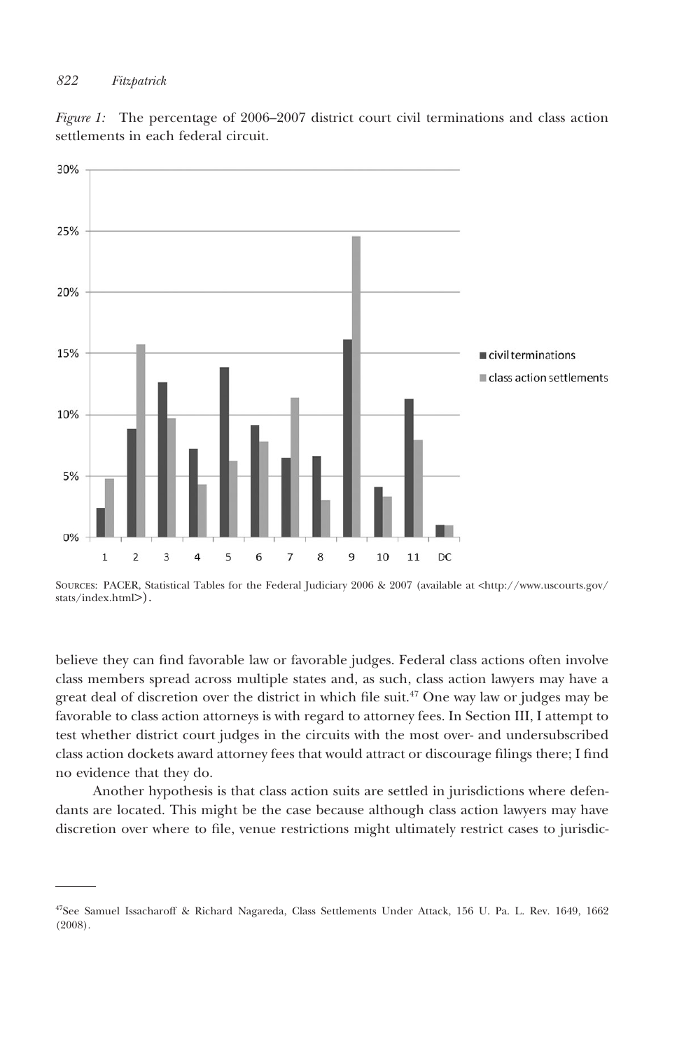*Figure 1:* The percentage of 2006–2007 district court civil terminations and class action settlements in each federal circuit.

SOURCES: PACER, Statistical Tables for the Federal Judiciary 2006 & 2007 (available at <http://www.uscourts.gov/stats/index.html>).

believe they can find favorable law or favorable judges. Federal class actions often involve class members spread across multiple states and, as such, class action lawyers may have a great deal of discretion over the district in which file suit.[47] One way law or judges may be favorable to class action attorneys is with regard to attorney fees. In Section III, I attempt to test whether district court judges in the circuits with the most over- and undersubscribed class action dockets award attorney fees that would attract or discourage filings there; I find no evidence that they do.

Another hypothesis is that class action suits are settled in jurisdictions where defendants are located. This might be the case because although class action lawyers may have discretion over where to file, venue restrictions might ultimately restrict cases to jurisdic-

[47]See Samuel Issacharoff & Richard Nagareda, Class Settlements Under Attack, 156 U. Pa. L. Rev. 1649, 1662 (2008).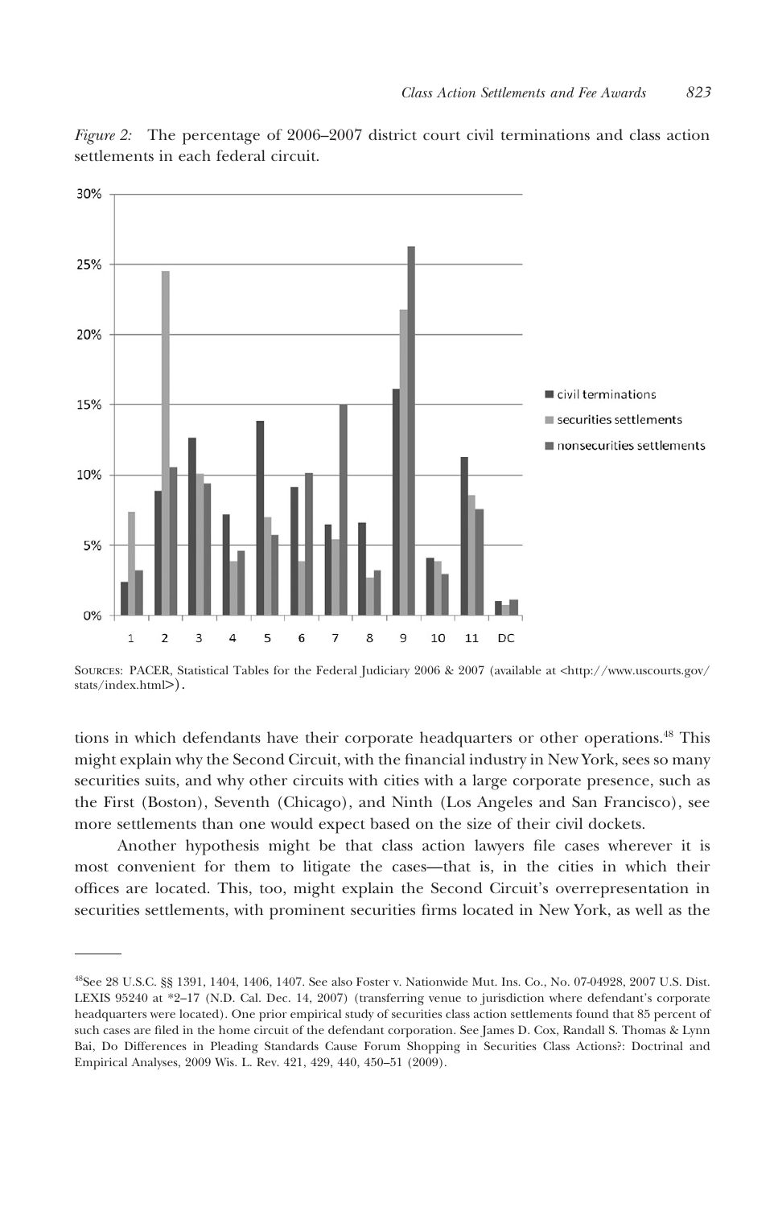*Figure 2:* The percentage of 2006–2007 district court civil terminations and class action settlements in each federal circuit.

SOURCES: PACER, Statistical Tables for the Federal Judiciary 2006 & 2007 (available at <http://www.uscourts.gov/stats/index.html>).

tions in which defendants have their corporate headquarters or other operations.[48] This might explain why the Second Circuit, with the financial industry in New York, sees so many securities suits, and why other circuits with cities with a large corporate presence, such as the First (Boston), Seventh (Chicago), and Ninth (Los Angeles and San Francisco), see more settlements than one would expect based on the size of their civil dockets.

Another hypothesis might be that class action lawyers file cases wherever it is most convenient for them to litigate the cases—that is, in the cities in which their offices are located. This, too, might explain the Second Circuit's overrepresentation in securities settlements, with prominent securities firms located in New York, as well as the

---

[48]See 28 U.S.C. §§ 1391, 1404, 1406, 1407. See also Foster v. Nationwide Mut. Ins. Co., No. 07-04928, 2007 U.S. Dist. LEXIS 95240 at *2–17 (N.D. Cal. Dec. 14, 2007) (transferring venue to jurisdiction where defendant's corporate headquarters were located). One prior empirical study of securities class action settlements found that 85 percent of such cases are filed in the home circuit of the defendant corporation. See James D. Cox, Randall S. Thomas & Lynn Bai, Do Differences in Pleading Standards Cause Forum Shopping in Securities Class Actions?: Doctrinal and Empirical Analyses, 2009 Wis. L. Rev. 421, 429, 440, 450–51 (2009).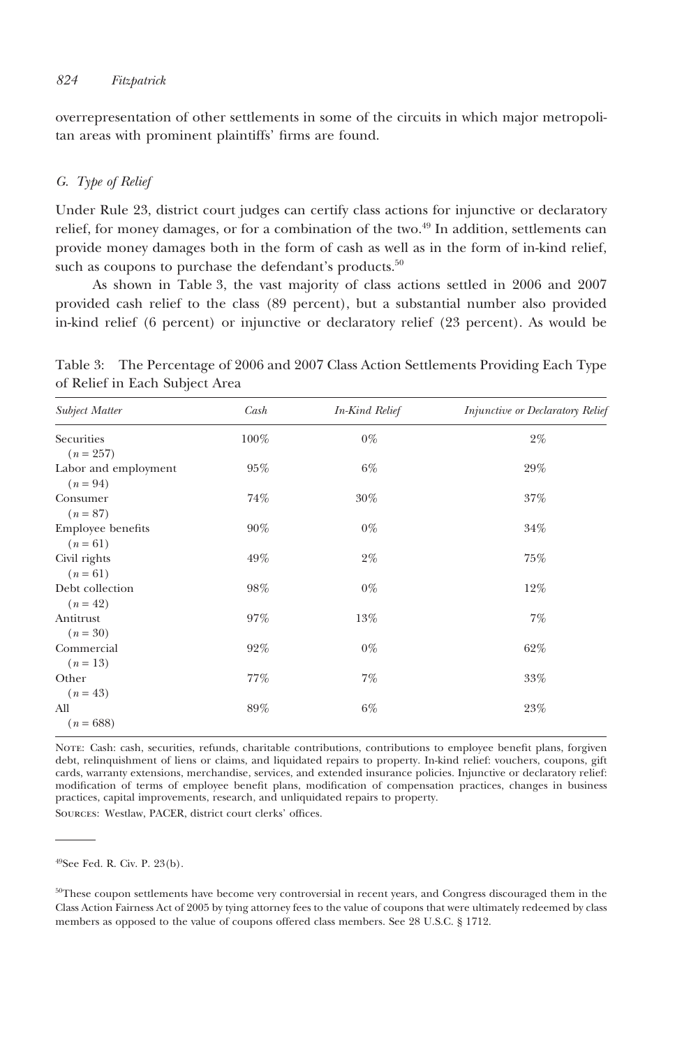overrepresentation of other settlements in some of the circuits in which major metropolitan areas with prominent plaintiffs' firms are found.

### *G. Type of Relief*

Under Rule 23, district court judges can certify class actions for injunctive or declaratory relief, for money damages, or for a combination of the two.[49] In addition, settlements can provide money damages both in the form of cash as well as in the form of in-kind relief, such as coupons to purchase the defendant's products.[50]

As shown in Table 3, the vast majority of class actions settled in 2006 and 2007 provided cash relief to the class (89 percent), but a substantial number also provided in-kind relief (6 percent) or injunctive or declaratory relief (23 percent). As would be

Table 3: The Percentage of 2006 and 2007 Class Action Settlements Providing Each Type of Relief in Each Subject Area

| *Subject Matter* | *Cash* | *In-Kind Relief* | *Injunctive or Declaratory Relief* |
|---|---|---|---|
| Securities ($n = 257$) | 100% | 0% | 2% |
| Labor and employment ($n = 94$) | 95% | 6% | 29% |
| Consumer ($n = 87$) | 74% | 30% | 37% |
| Employee benefits ($n = 61$) | 90% | 0% | 34% |
| Civil rights ($n = 61$) | 49% | 2% | 75% |
| Debt collection ($n = 42$) | 98% | 0% | 12% |
| Antitrust ($n = 30$) | 97% | 13% | 7% |
| Commercial ($n = 13$) | 92% | 0% | 62% |
| Other ($n = 43$) | 77% | 7% | 33% |
| All ($n = 688$) | 89% | 6% | 23% |

NOTE: Cash: cash, securities, refunds, charitable contributions, contributions to employee benefit plans, forgiven debt, relinquishment of liens or claims, and liquidated repairs to property. In-kind relief: vouchers, coupons, gift cards, warranty extensions, merchandise, services, and extended insurance policies. Injunctive or declaratory relief: modification of terms of employee benefit plans, modification of compensation practices, changes in business practices, capital improvements, research, and unliquidated repairs to property.

SOURCES: Westlaw, PACER, district court clerks' offices.

---

[49]See Fed. R. Civ. P. 23(b).

[50]These coupon settlements have become very controversial in recent years, and Congress discouraged them in the Class Action Fairness Act of 2005 by tying attorney fees to the value of coupons that were ultimately redeemed by class members as opposed to the value of coupons offered class members. See 28 U.S.C. § 1712.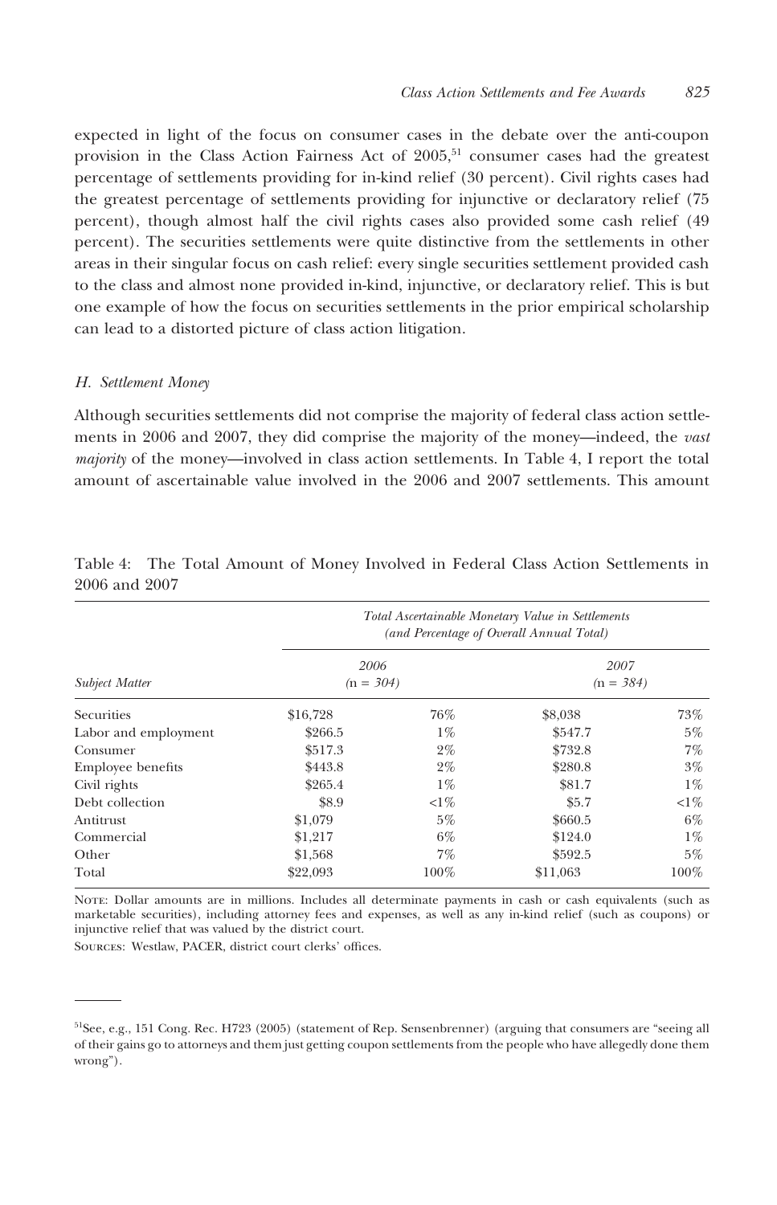expected in light of the focus on consumer cases in the debate over the anti-coupon provision in the Class Action Fairness Act of 2005,[51] consumer cases had the greatest percentage of settlements providing for in-kind relief (30 percent). Civil rights cases had the greatest percentage of settlements providing for injunctive or declaratory relief (75 percent), though almost half the civil rights cases also provided some cash relief (49 percent). The securities settlements were quite distinctive from the settlements in other areas in their singular focus on cash relief: every single securities settlement provided cash to the class and almost none provided in-kind, injunctive, or declaratory relief. This is but one example of how the focus on securities settlements in the prior empirical scholarship can lead to a distorted picture of class action litigation.

### H. Settlement Money

Although securities settlements did not comprise the majority of federal class action settlements in 2006 and 2007, they did comprise the majority of the money—indeed, the *vast majority* of the money—involved in class action settlements. In Table 4, I report the total amount of ascertainable value involved in the 2006 and 2007 settlements. This amount

Table 4: The Total Amount of Money Involved in Federal Class Action Settlements in 2006 and 2007

| | *Total Ascertainable Monetary Value in Settlements (and Percentage of Overall Annual Total)* | | | |
|---|---|---|---|---|
| *Subject Matter* | *2006* (n = *304*) | | *2007* (n = *384*) | |
| Securities | $16,728 | 76% | $8,038 | 73% |
| Labor and employment | $266.5 | 1% | $547.7 | 5% |
| Consumer | $517.3 | 2% | $732.8 | 7% |
| Employee benefits | $443.8 | 2% | $280.8 | 3% |
| Civil rights | $265.4 | 1% | $81.7 | 1% |
| Debt collection | $8.9 | <1% | $5.7 | <1% |
| Antitrust | $1,079 | 5% | $660.5 | 6% |
| Commercial | $1,217 | 6% | $124.0 | 1% |
| Other | $1,568 | 7% | $592.5 | 5% |
| Total | $22,093 | 100% | $11,063 | 100% |

Note: Dollar amounts are in millions. Includes all determinate payments in cash or cash equivalents (such as marketable securities), including attorney fees and expenses, as well as any in-kind relief (such as coupons) or injunctive relief that was valued by the district court.

Sources: Westlaw, PACER, district court clerks' offices.

---

[51]See, e.g., 151 Cong. Rec. H723 (2005) (statement of Rep. Sensenbrenner) (arguing that consumers are "seeing all of their gains go to attorneys and them just getting coupon settlements from the people who have allegedly done them wrong").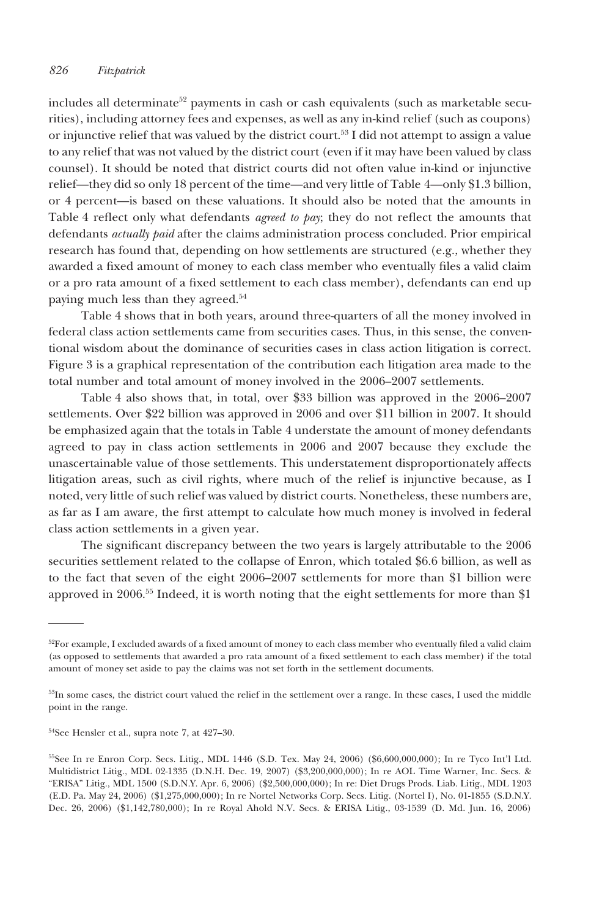includes all determinate[52] payments in cash or cash equivalents (such as marketable securities), including attorney fees and expenses, as well as any in-kind relief (such as coupons) or injunctive relief that was valued by the district court.[53] I did not attempt to assign a value to any relief that was not valued by the district court (even if it may have been valued by class counsel). It should be noted that district courts did not often value in-kind or injunctive relief—they did so only 18 percent of the time—and very little of Table 4—only $1.3 billion, or 4 percent—is based on these valuations. It should also be noted that the amounts in Table 4 reflect only what defendants *agreed to pay*; they do not reflect the amounts that defendants *actually paid* after the claims administration process concluded. Prior empirical research has found that, depending on how settlements are structured (e.g., whether they awarded a fixed amount of money to each class member who eventually files a valid claim or a pro rata amount of a fixed settlement to each class member), defendants can end up paying much less than they agreed.[54]

Table 4 shows that in both years, around three-quarters of all the money involved in federal class action settlements came from securities cases. Thus, in this sense, the conventional wisdom about the dominance of securities cases in class action litigation is correct. Figure 3 is a graphical representation of the contribution each litigation area made to the total number and total amount of money involved in the 2006–2007 settlements.

Table 4 also shows that, in total, over $33 billion was approved in the 2006–2007 settlements. Over $22 billion was approved in 2006 and over $11 billion in 2007. It should be emphasized again that the totals in Table 4 understate the amount of money defendants agreed to pay in class action settlements in 2006 and 2007 because they exclude the unascertainable value of those settlements. This understatement disproportionately affects litigation areas, such as civil rights, where much of the relief is injunctive because, as I noted, very little of such relief was valued by district courts. Nonetheless, these numbers are, as far as I am aware, the first attempt to calculate how much money is involved in federal class action settlements in a given year.

The significant discrepancy between the two years is largely attributable to the 2006 securities settlement related to the collapse of Enron, which totaled $6.6 billion, as well as to the fact that seven of the eight 2006–2007 settlements for more than $1 billion were approved in 2006.[55] Indeed, it is worth noting that the eight settlements for more than $1

---

[52]For example, I excluded awards of a fixed amount of money to each class member who eventually filed a valid claim (as opposed to settlements that awarded a pro rata amount of a fixed settlement to each class member) if the total amount of money set aside to pay the claims was not set forth in the settlement documents.

[53]In some cases, the district court valued the relief in the settlement over a range. In these cases, I used the middle point in the range.

[54]See Hensler et al., supra note 7, at 427–30.

[55]See In re Enron Corp. Secs. Litig., MDL 1446 (S.D. Tex. May 24, 2006) ($6,600,000,000); In re Tyco Int'l Ltd. Multidistrict Litig., MDL 02-1335 (D.N.H. Dec. 19, 2007) ($3,200,000,000); In re AOL Time Warner, Inc. Secs. & "ERISA" Litig., MDL 1500 (S.D.N.Y. Apr. 6, 2006) ($2,500,000,000); In re: Diet Drugs Prods. Liab. Litig., MDL 1203 (E.D. Pa. May 24, 2006) ($1,275,000,000); In re Nortel Networks Corp. Secs. Litig. (Nortel I), No. 01-1855 (S.D.N.Y. Dec. 26, 2006) ($1,142,780,000); In re Royal Ahold N.V. Secs. & ERISA Litig., 03-1539 (D. Md. Jun. 16, 2006)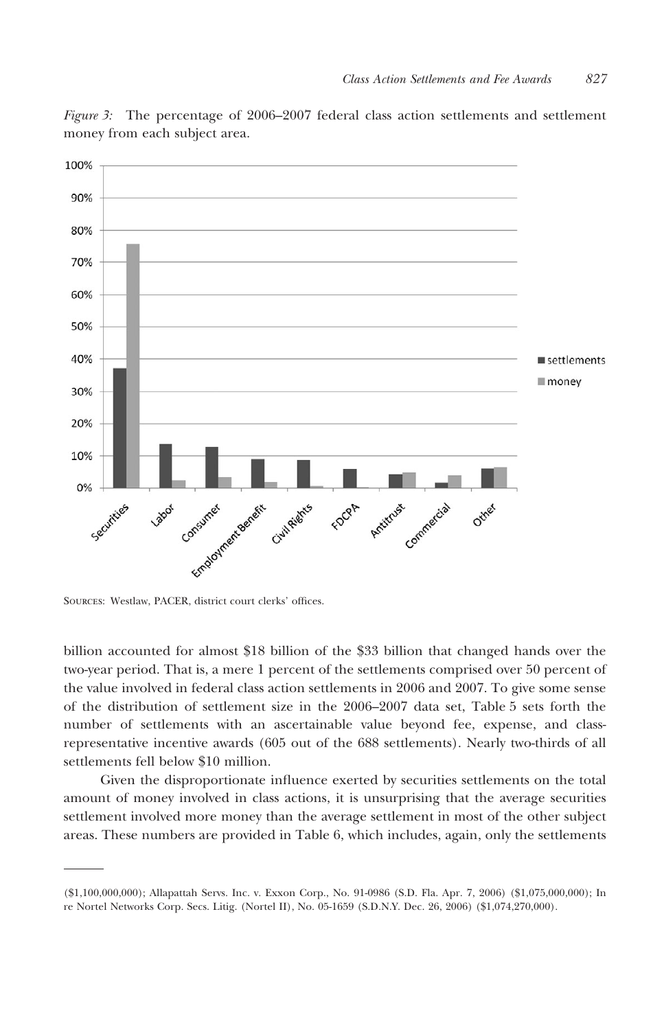*Figure 3:* The percentage of 2006–2007 federal class action settlements and settlement money from each subject area.

SOURCES: Westlaw, PACER, district court clerks' offices.

billion accounted for almost $18 billion of the $33 billion that changed hands over the two-year period. That is, a mere 1 percent of the settlements comprised over 50 percent of the value involved in federal class action settlements in 2006 and 2007. To give some sense of the distribution of settlement size in the 2006–2007 data set, Table 5 sets forth the number of settlements with an ascertainable value beyond fee, expense, and class-representative incentive awards (605 out of the 688 settlements). Nearly two-thirds of all settlements fell below $10 million.

Given the disproportionate influence exerted by securities settlements on the total amount of money involved in class actions, it is unsurprising that the average securities settlement involved more money than the average settlement in most of the other subject areas. These numbers are provided in Table 6, which includes, again, only the settlements

($1,100,000,000); Allapattah Servs. Inc. v. Exxon Corp., No. 91-0986 (S.D. Fla. Apr. 7, 2006) ($1,075,000,000); In re Nortel Networks Corp. Secs. Litig. (Nortel II), No. 05-1659 (S.D.N.Y. Dec. 26, 2006) ($1,074,270,000).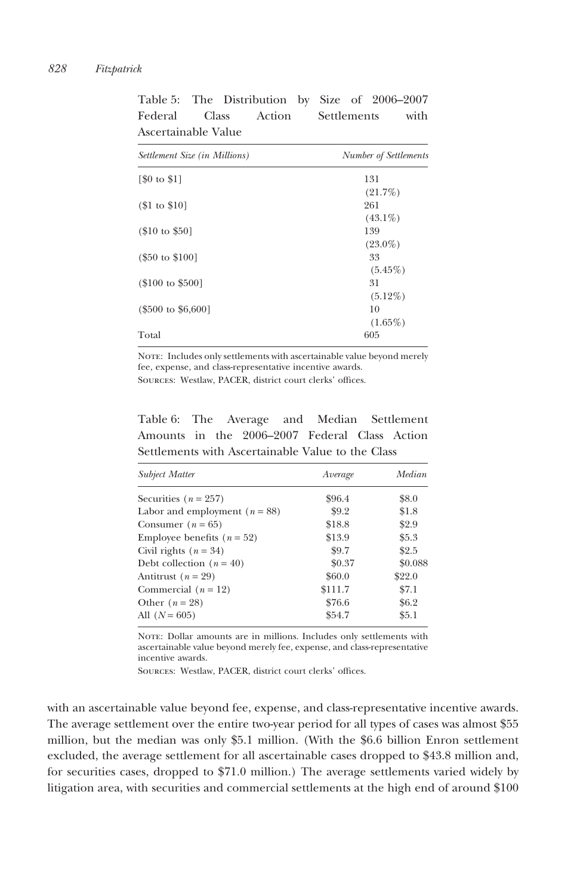Table 5: The Distribution by Size of 2006–2007 Federal Class Action Settlements with Ascertainable Value

| *Settlement Size (in Millions)* | *Number of Settlements* |
|---|---|
| [$0 to $1] | 131 (21.7%) |
| ($1 to $10] | 261 (43.1%) |
| ($10 to $50] | 139 (23.0%) |
| ($50 to $100] | 33 (5.45%) |
| ($100 to $500] | 31 (5.12%) |
| ($500 to $6,600] | 10 (1.65%) |
| Total | 605 |

Note: Includes only settlements with ascertainable value beyond merely fee, expense, and class-representative incentive awards.
Sources: Westlaw, PACER, district court clerks' offices.

Table 6: The Average and Median Settlement Amounts in the 2006–2007 Federal Class Action Settlements with Ascertainable Value to the Class

| *Subject Matter* | *Average* | *Median* |
|---|---|---|
| Securities ($n = 257$) | $96.4 | $8.0 |
| Labor and employment ($n = 88$) | $9.2 | $1.8 |
| Consumer ($n = 65$) | $18.8 | $2.9 |
| Employee benefits ($n = 52$) | $13.9 | $5.3 |
| Civil rights ($n = 34$) | $9.7 | $2.5 |
| Debt collection ($n = 40$) | $0.37 | $0.088 |
| Antitrust ($n = 29$) | $60.0 | $22.0 |
| Commercial ($n = 12$) | $111.7 | $7.1 |
| Other ($n = 28$) | $76.6 | $6.2 |
| All ($N = 605$) | $54.7 | $5.1 |

Note: Dollar amounts are in millions. Includes only settlements with ascertainable value beyond merely fee, expense, and class-representative incentive awards.
Sources: Westlaw, PACER, district court clerks' offices.

with an ascertainable value beyond fee, expense, and class-representative incentive awards. The average settlement over the entire two-year period for all types of cases was almost $55 million, but the median was only $5.1 million. (With the $6.6 billion Enron settlement excluded, the average settlement for all ascertainable cases dropped to $43.8 million and, for securities cases, dropped to $71.0 million.) The average settlements varied widely by litigation area, with securities and commercial settlements at the high end of around $100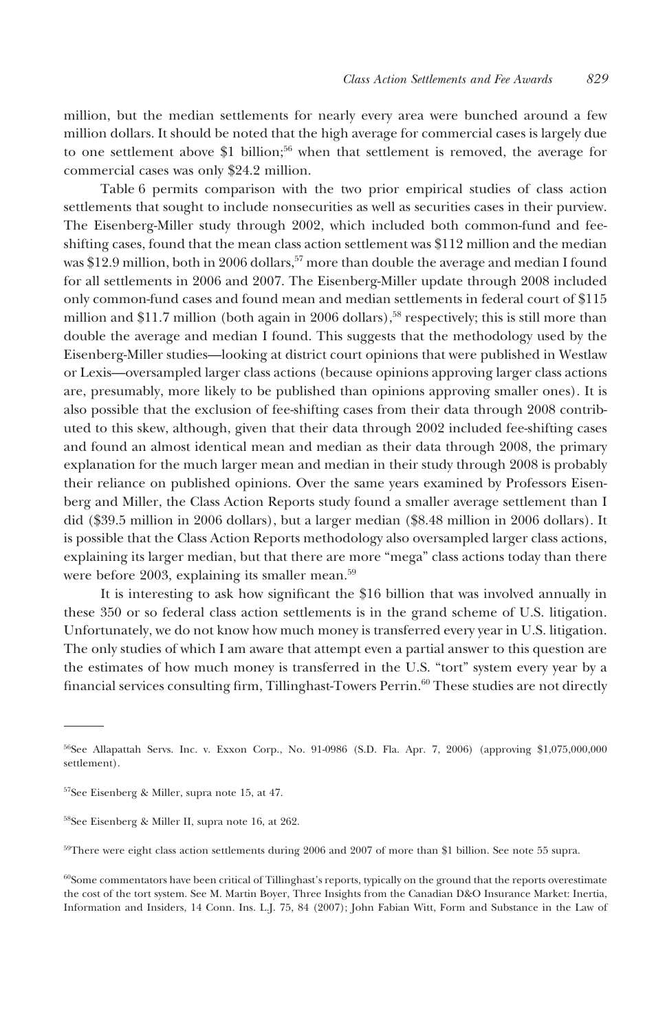million, but the median settlements for nearly every area were bunched around a few million dollars. It should be noted that the high average for commercial cases is largely due to one settlement above \$1 billion;[56] when that settlement is removed, the average for commercial cases was only \$24.2 million.

Table 6 permits comparison with the two prior empirical studies of class action settlements that sought to include nonsecurities as well as securities cases in their purview. The Eisenberg-Miller study through 2002, which included both common-fund and fee-shifting cases, found that the mean class action settlement was \$112 million and the median was \$12.9 million, both in 2006 dollars,[57] more than double the average and median I found for all settlements in 2006 and 2007. The Eisenberg-Miller update through 2008 included only common-fund cases and found mean and median settlements in federal court of \$115 million and \$11.7 million (both again in 2006 dollars),[58] respectively; this is still more than double the average and median I found. This suggests that the methodology used by the Eisenberg-Miller studies—looking at district court opinions that were published in Westlaw or Lexis—oversampled larger class actions (because opinions approving larger class actions are, presumably, more likely to be published than opinions approving smaller ones). It is also possible that the exclusion of fee-shifting cases from their data through 2008 contributed to this skew, although, given that their data through 2002 included fee-shifting cases and found an almost identical mean and median as their data through 2008, the primary explanation for the much larger mean and median in their study through 2008 is probably their reliance on published opinions. Over the same years examined by Professors Eisenberg and Miller, the Class Action Reports study found a smaller average settlement than I did (\$39.5 million in 2006 dollars), but a larger median (\$8.48 million in 2006 dollars). It is possible that the Class Action Reports methodology also oversampled larger class actions, explaining its larger median, but that there are more "mega" class actions today than there were before 2003, explaining its smaller mean.[59]

It is interesting to ask how significant the \$16 billion that was involved annually in these 350 or so federal class action settlements is in the grand scheme of U.S. litigation. Unfortunately, we do not know how much money is transferred every year in U.S. litigation. The only studies of which I am aware that attempt even a partial answer to this question are the estimates of how much money is transferred in the U.S. "tort" system every year by a financial services consulting firm, Tillinghast-Towers Perrin.[60] These studies are not directly

---

[56]See Allapattah Servs. Inc. v. Exxon Corp., No. 91-0986 (S.D. Fla. Apr. 7, 2006) (approving \$1,075,000,000 settlement).

[57]See Eisenberg & Miller, supra note 15, at 47.

[58]See Eisenberg & Miller II, supra note 16, at 262.

[59]There were eight class action settlements during 2006 and 2007 of more than \$1 billion. See note 55 supra.

[60]Some commentators have been critical of Tillinghast's reports, typically on the ground that the reports overestimate the cost of the tort system. See M. Martin Boyer, Three Insights from the Canadian D&O Insurance Market: Inertia, Information and Insiders, 14 Conn. Ins. L.J. 75, 84 (2007); John Fabian Witt, Form and Substance in the Law of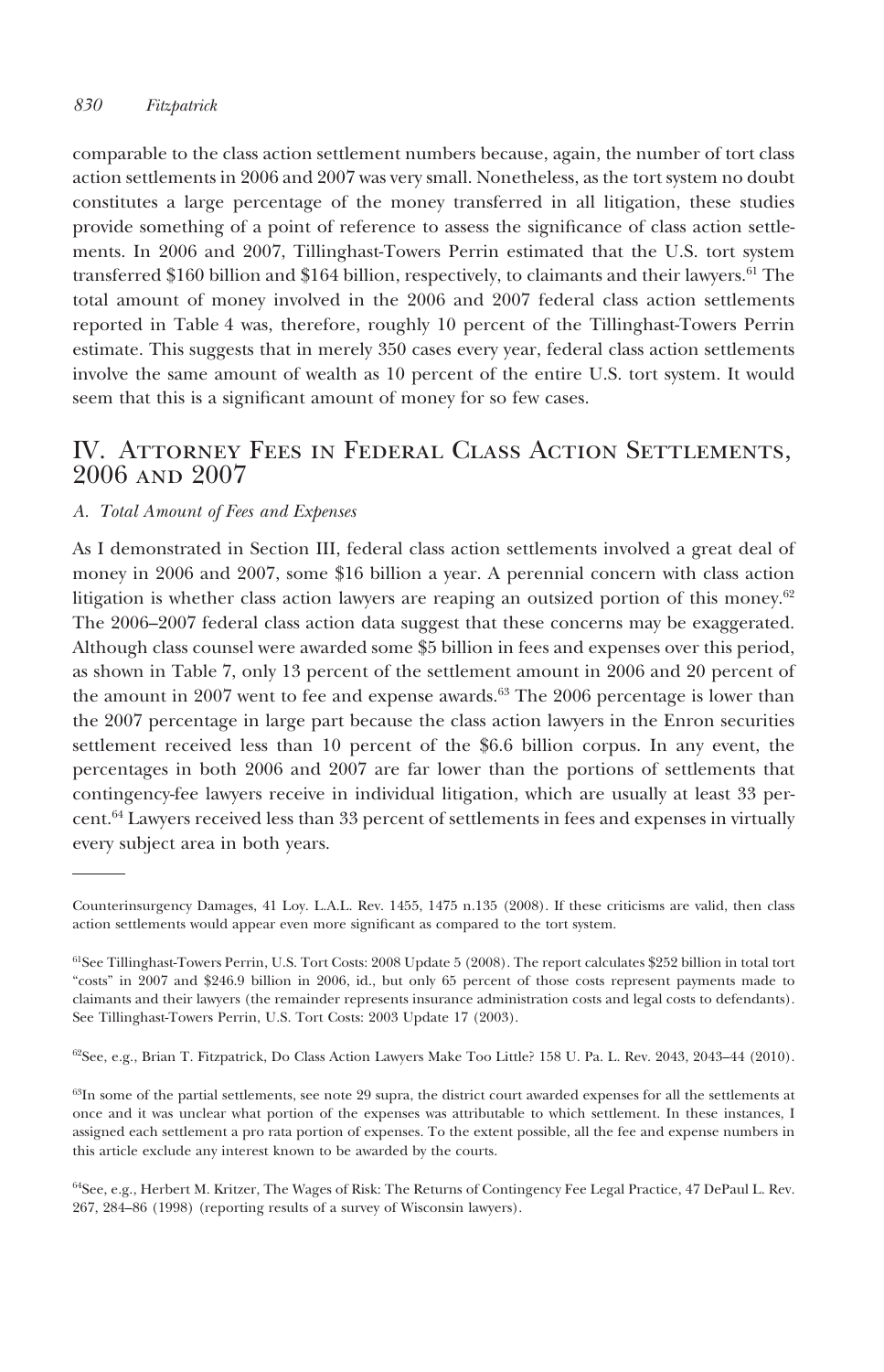comparable to the class action settlement numbers because, again, the number of tort class action settlements in 2006 and 2007 was very small. Nonetheless, as the tort system no doubt constitutes a large percentage of the money transferred in all litigation, these studies provide something of a point of reference to assess the significance of class action settlements. In 2006 and 2007, Tillinghast-Towers Perrin estimated that the U.S. tort system transferred $160 billion and $164 billion, respectively, to claimants and their lawyers.[61] The total amount of money involved in the 2006 and 2007 federal class action settlements reported in Table 4 was, therefore, roughly 10 percent of the Tillinghast-Towers Perrin estimate. This suggests that in merely 350 cases every year, federal class action settlements involve the same amount of wealth as 10 percent of the entire U.S. tort system. It would seem that this is a significant amount of money for so few cases.

## IV. Attorney Fees in Federal Class Action Settlements, 2006 and 2007

### *A. Total Amount of Fees and Expenses*

As I demonstrated in Section III, federal class action settlements involved a great deal of money in 2006 and 2007, some $16 billion a year. A perennial concern with class action litigation is whether class action lawyers are reaping an outsized portion of this money.[62] The 2006–2007 federal class action data suggest that these concerns may be exaggerated. Although class counsel were awarded some $5 billion in fees and expenses over this period, as shown in Table 7, only 13 percent of the settlement amount in 2006 and 20 percent of the amount in 2007 went to fee and expense awards.[63] The 2006 percentage is lower than the 2007 percentage in large part because the class action lawyers in the Enron securities settlement received less than 10 percent of the $6.6 billion corpus. In any event, the percentages in both 2006 and 2007 are far lower than the portions of settlements that contingency-fee lawyers receive in individual litigation, which are usually at least 33 percent.[64] Lawyers received less than 33 percent of settlements in fees and expenses in virtually every subject area in both years.

---

Counterinsurgency Damages, 41 Loy. L.A.L. Rev. 1455, 1475 n.135 (2008). If these criticisms are valid, then class action settlements would appear even more significant as compared to the tort system.

[61]See Tillinghast-Towers Perrin, U.S. Tort Costs: 2008 Update 5 (2008). The report calculates $252 billion in total tort "costs" in 2007 and $246.9 billion in 2006, id., but only 65 percent of those costs represent payments made to claimants and their lawyers (the remainder represents insurance administration costs and legal costs to defendants). See Tillinghast-Towers Perrin, U.S. Tort Costs: 2003 Update 17 (2003).

[62]See, e.g., Brian T. Fitzpatrick, Do Class Action Lawyers Make Too Little? 158 U. Pa. L. Rev. 2043, 2043–44 (2010).

[63]In some of the partial settlements, see note 29 supra, the district court awarded expenses for all the settlements at once and it was unclear what portion of the expenses was attributable to which settlement. In these instances, I assigned each settlement a pro rata portion of expenses. To the extent possible, all the fee and expense numbers in this article exclude any interest known to be awarded by the courts.

[64]See, e.g., Herbert M. Kritzer, The Wages of Risk: The Returns of Contingency Fee Legal Practice, 47 DePaul L. Rev. 267, 284–86 (1998) (reporting results of a survey of Wisconsin lawyers).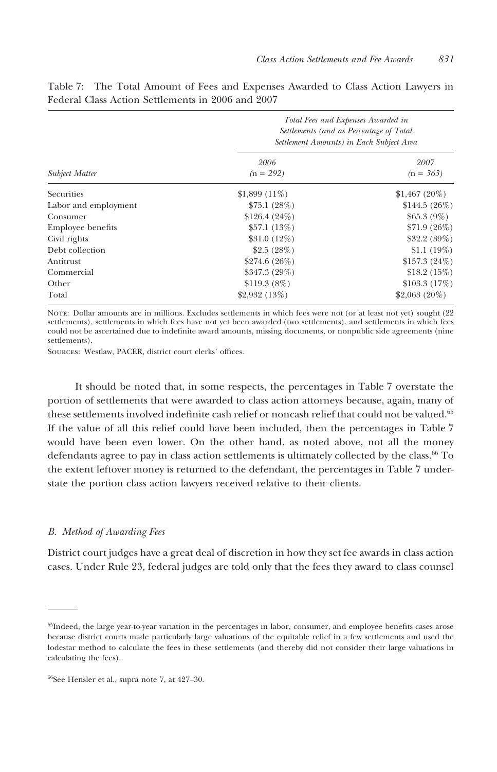Table 7: The Total Amount of Fees and Expenses Awarded to Class Action Lawyers in Federal Class Action Settlements in 2006 and 2007

| | *Total Fees and Expenses Awarded in Settlements (and as Percentage of Total Settlement Amounts) in Each Subject Area* | |
|---|---|---|
| *Subject Matter* | *2006* (n = *292*) | *2007* (n = *363*) |
| Securities | $1,899 (11%) | $1,467 (20%) |
| Labor and employment | $75.1 (28%) | $144.5 (26%) |
| Consumer | $126.4 (24%) | $65.3 (9%) |
| Employee benefits | $57.1 (13%) | $71.9 (26%) |
| Civil rights | $31.0 (12%) | $32.2 (39%) |
| Debt collection | $2.5 (28%) | $1.1 (19%) |
| Antitrust | $274.6 (26%) | $157.3 (24%) |
| Commercial | $347.3 (29%) | $18.2 (15%) |
| Other | $119.3 (8%) | $103.3 (17%) |
| Total | $2,932 (13%) | $2,063 (20%) |

Note: Dollar amounts are in millions. Excludes settlements in which fees were not (or at least not yet) sought (22 settlements), settlements in which fees have not yet been awarded (two settlements), and settlements in which fees could not be ascertained due to indefinite award amounts, missing documents, or nonpublic side agreements (nine settlements).

Sources: Westlaw, PACER, district court clerks' offices.

It should be noted that, in some respects, the percentages in Table 7 overstate the portion of settlements that were awarded to class action attorneys because, again, many of these settlements involved indefinite cash relief or noncash relief that could not be valued.[65] If the value of all this relief could have been included, then the percentages in Table 7 would have been even lower. On the other hand, as noted above, not all the money defendants agree to pay in class action settlements is ultimately collected by the class.[66] To the extent leftover money is returned to the defendant, the percentages in Table 7 understate the portion class action lawyers received relative to their clients.

### *B. Method of Awarding Fees*

District court judges have a great deal of discretion in how they set fee awards in class action cases. Under Rule 23, federal judges are told only that the fees they award to class counsel

[65]Indeed, the large year-to-year variation in the percentages in labor, consumer, and employee benefits cases arose because district courts made particularly large valuations of the equitable relief in a few settlements and used the lodestar method to calculate the fees in these settlements (and thereby did not consider their large valuations in calculating the fees).

[66]See Hensler et al., supra note 7, at 427–30.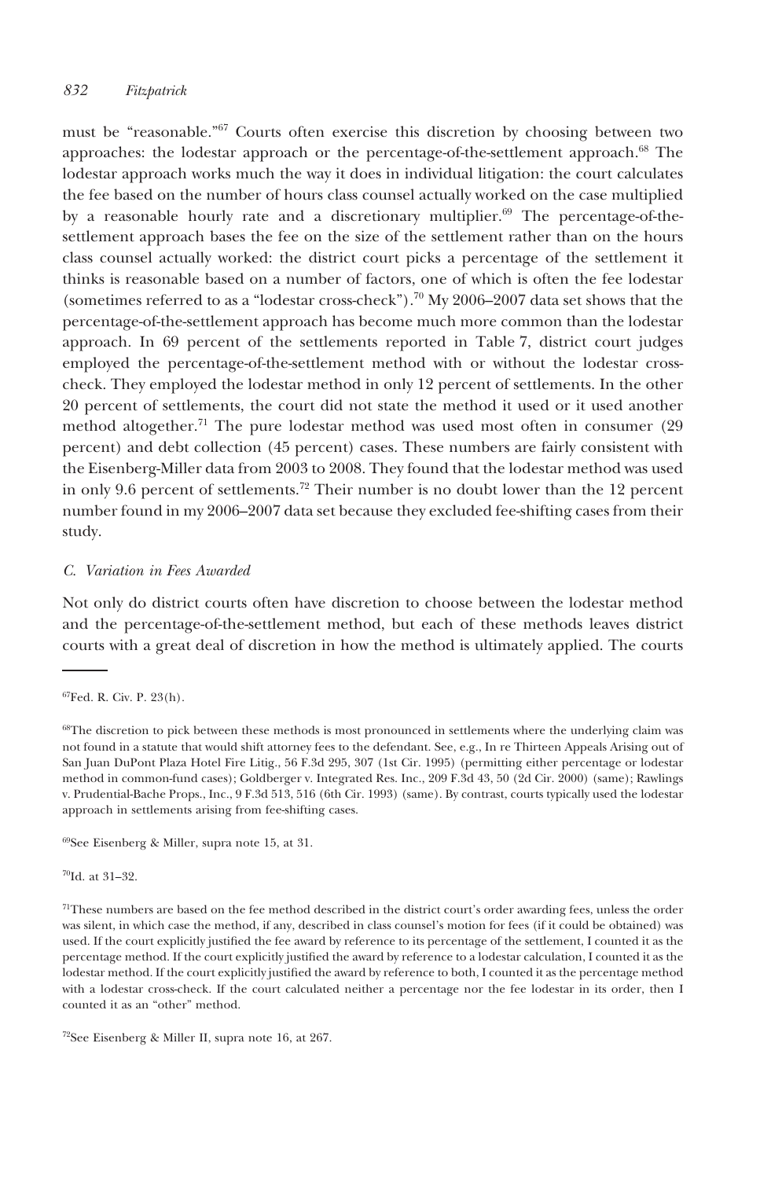must be "reasonable."[67] Courts often exercise this discretion by choosing between two approaches: the lodestar approach or the percentage-of-the-settlement approach.[68] The lodestar approach works much the way it does in individual litigation: the court calculates the fee based on the number of hours class counsel actually worked on the case multiplied by a reasonable hourly rate and a discretionary multiplier.[69] The percentage-of-the-settlement approach bases the fee on the size of the settlement rather than on the hours class counsel actually worked: the district court picks a percentage of the settlement it thinks is reasonable based on a number of factors, one of which is often the fee lodestar (sometimes referred to as a "lodestar cross-check").[70] My 2006–2007 data set shows that the percentage-of-the-settlement approach has become much more common than the lodestar approach. In 69 percent of the settlements reported in Table 7, district court judges employed the percentage-of-the-settlement method with or without the lodestar cross-check. They employed the lodestar method in only 12 percent of settlements. In the other 20 percent of settlements, the court did not state the method it used or it used another method altogether.[71] The pure lodestar method was used most often in consumer (29 percent) and debt collection (45 percent) cases. These numbers are fairly consistent with the Eisenberg-Miller data from 2003 to 2008. They found that the lodestar method was used in only 9.6 percent of settlements.[72] Their number is no doubt lower than the 12 percent number found in my 2006–2007 data set because they excluded fee-shifting cases from their study.

### *C. Variation in Fees Awarded*

Not only do district courts often have discretion to choose between the lodestar method and the percentage-of-the-settlement method, but each of these methods leaves district courts with a great deal of discretion in how the method is ultimately applied. The courts

---

[67] Fed. R. Civ. P. 23(h).

[68] The discretion to pick between these methods is most pronounced in settlements where the underlying claim was not found in a statute that would shift attorney fees to the defendant. See, e.g., In re Thirteen Appeals Arising out of San Juan DuPont Plaza Hotel Fire Litig., 56 F.3d 295, 307 (1st Cir. 1995) (permitting either percentage or lodestar method in common-fund cases); Goldberger v. Integrated Res. Inc., 209 F.3d 43, 50 (2d Cir. 2000) (same); Rawlings v. Prudential-Bache Props., Inc., 9 F.3d 513, 516 (6th Cir. 1993) (same). By contrast, courts typically used the lodestar approach in settlements arising from fee-shifting cases.

[69] See Eisenberg & Miller, supra note 15, at 31.

[70] Id. at 31–32.

[71] These numbers are based on the fee method described in the district court's order awarding fees, unless the order was silent, in which case the method, if any, described in class counsel's motion for fees (if it could be obtained) was used. If the court explicitly justified the fee award by reference to its percentage of the settlement, I counted it as the percentage method. If the court explicitly justified the award by reference to a lodestar calculation, I counted it as the lodestar method. If the court explicitly justified the award by reference to both, I counted it as the percentage method with a lodestar cross-check. If the court calculated neither a percentage nor the fee lodestar in its order, then I counted it as an "other" method.

[72] See Eisenberg & Miller II, supra note 16, at 267.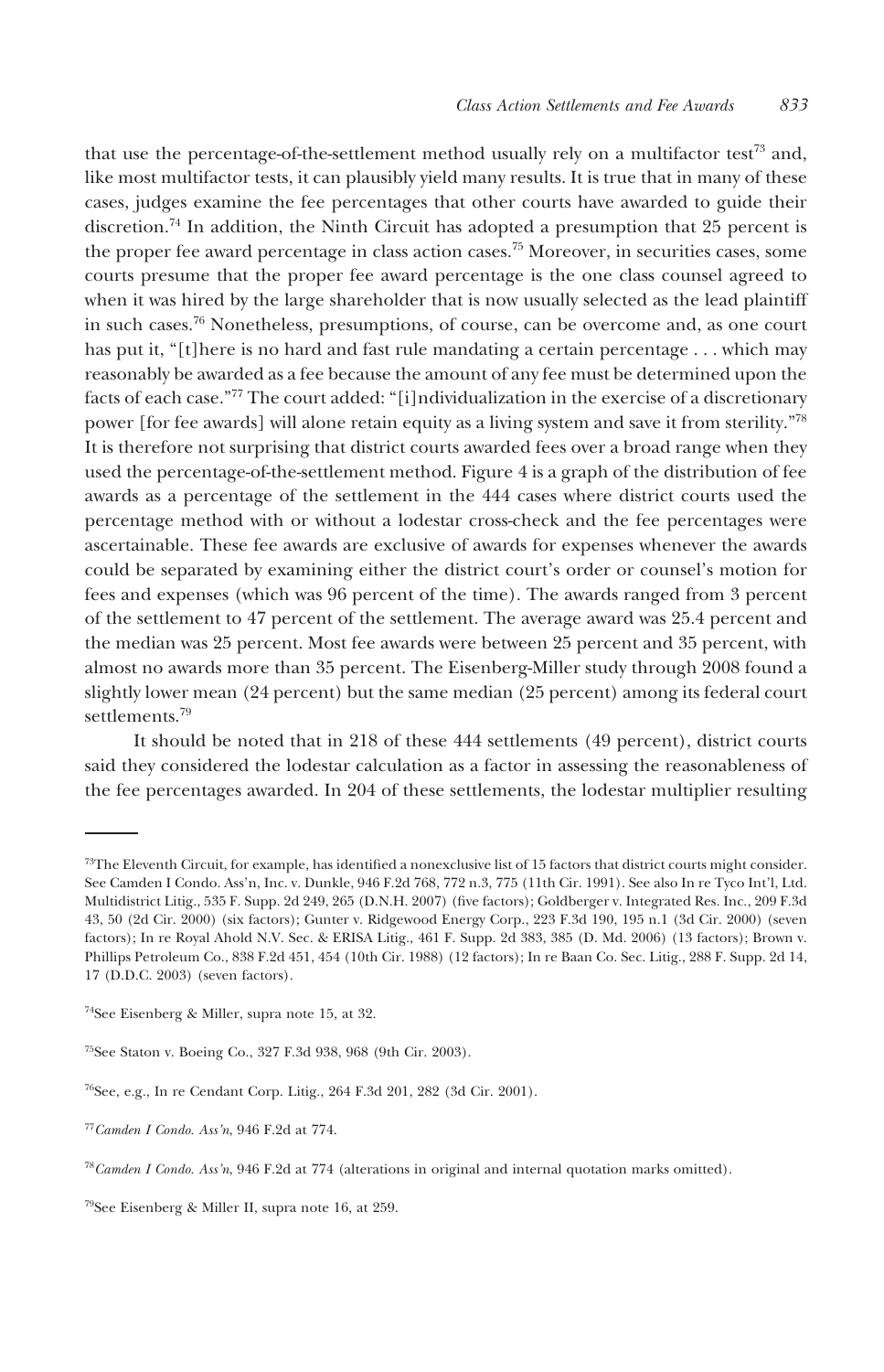that use the percentage-of-the-settlement method usually rely on a multifactor test[73] and, like most multifactor tests, it can plausibly yield many results. It is true that in many of these cases, judges examine the fee percentages that other courts have awarded to guide their discretion.[74] In addition, the Ninth Circuit has adopted a presumption that 25 percent is the proper fee award percentage in class action cases.[75] Moreover, in securities cases, some courts presume that the proper fee award percentage is the one class counsel agreed to when it was hired by the large shareholder that is now usually selected as the lead plaintiff in such cases.[76] Nonetheless, presumptions, of course, can be overcome and, as one court has put it, "[t]here is no hard and fast rule mandating a certain percentage . . . which may reasonably be awarded as a fee because the amount of any fee must be determined upon the facts of each case."[77] The court added: "[i]ndividualization in the exercise of a discretionary power [for fee awards] will alone retain equity as a living system and save it from sterility."[78] It is therefore not surprising that district courts awarded fees over a broad range when they used the percentage-of-the-settlement method. Figure 4 is a graph of the distribution of fee awards as a percentage of the settlement in the 444 cases where district courts used the percentage method with or without a lodestar cross-check and the fee percentages were ascertainable. These fee awards are exclusive of awards for expenses whenever the awards could be separated by examining either the district court's order or counsel's motion for fees and expenses (which was 96 percent of the time). The awards ranged from 3 percent of the settlement to 47 percent of the settlement. The average award was 25.4 percent and the median was 25 percent. Most fee awards were between 25 percent and 35 percent, with almost no awards more than 35 percent. The Eisenberg-Miller study through 2008 found a slightly lower mean (24 percent) but the same median (25 percent) among its federal court settlements.[79]

It should be noted that in 218 of these 444 settlements (49 percent), district courts said they considered the lodestar calculation as a factor in assessing the reasonableness of the fee percentages awarded. In 204 of these settlements, the lodestar multiplier resulting

---

[73]The Eleventh Circuit, for example, has identified a nonexclusive list of 15 factors that district courts might consider. See Camden I Condo. Ass'n, Inc. v. Dunkle, 946 F.2d 768, 772 n.3, 775 (11th Cir. 1991). See also In re Tyco Int'l, Ltd. Multidistrict Litig., 535 F. Supp. 2d 249, 265 (D.N.H. 2007) (five factors); Goldberger v. Integrated Res. Inc., 209 F.3d 43, 50 (2d Cir. 2000) (six factors); Gunter v. Ridgewood Energy Corp., 223 F.3d 190, 195 n.1 (3d Cir. 2000) (seven factors); In re Royal Ahold N.V. Sec. & ERISA Litig., 461 F. Supp. 2d 383, 385 (D. Md. 2006) (13 factors); Brown v. Phillips Petroleum Co., 838 F.2d 451, 454 (10th Cir. 1988) (12 factors); In re Baan Co. Sec. Litig., 288 F. Supp. 2d 14, 17 (D.D.C. 2003) (seven factors).

[74]See Eisenberg & Miller, supra note 15, at 32.

[75]See Staton v. Boeing Co., 327 F.3d 938, 968 (9th Cir. 2003).

[76]See, e.g., In re Cendant Corp. Litig., 264 F.3d 201, 282 (3d Cir. 2001).

[77]*Camden I Condo. Ass'n*, 946 F.2d at 774.

[78]*Camden I Condo. Ass'n*, 946 F.2d at 774 (alterations in original and internal quotation marks omitted).

[79]See Eisenberg & Miller II, supra note 16, at 259.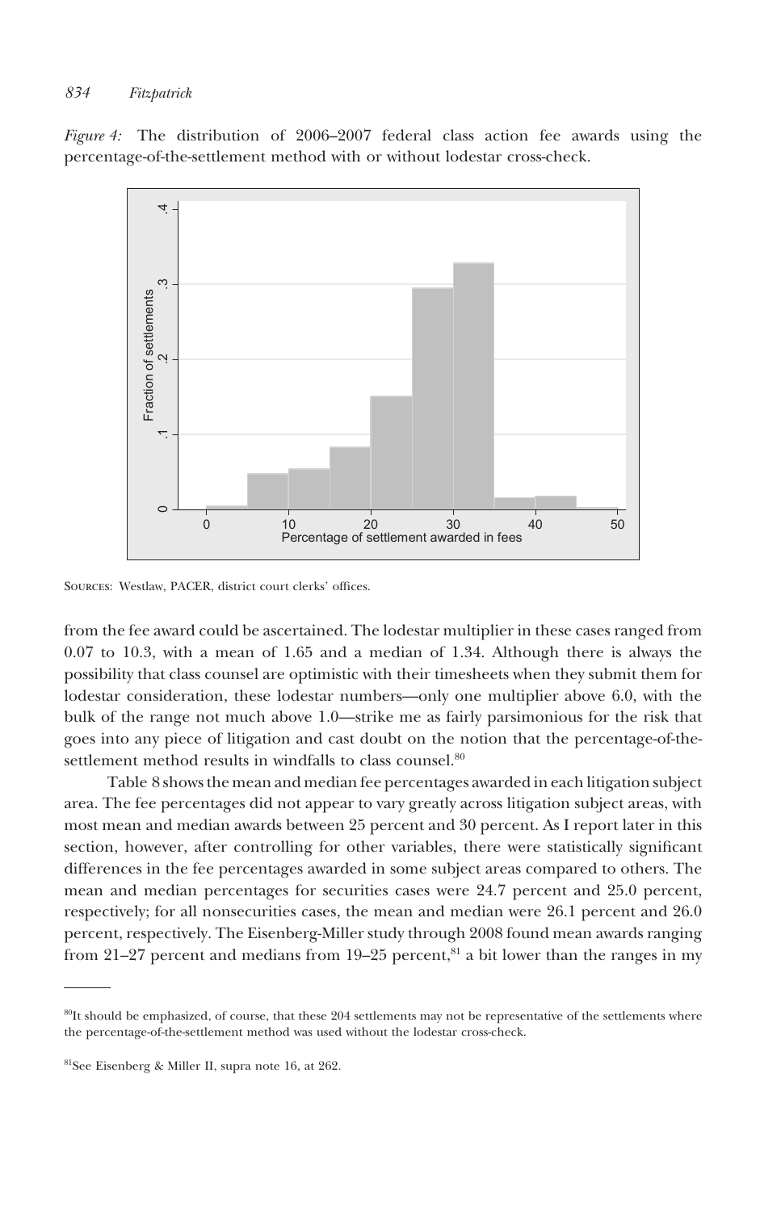*Figure 4:* The distribution of 2006–2007 federal class action fee awards using the percentage-of-the-settlement method with or without lodestar cross-check.

SOURCES: Westlaw, PACER, district court clerks' offices.

from the fee award could be ascertained. The lodestar multiplier in these cases ranged from 0.07 to 10.3, with a mean of 1.65 and a median of 1.34. Although there is always the possibility that class counsel are optimistic with their timesheets when they submit them for lodestar consideration, these lodestar numbers—only one multiplier above 6.0, with the bulk of the range not much above 1.0—strike me as fairly parsimonious for the risk that goes into any piece of litigation and cast doubt on the notion that the percentage-of-the-settlement method results in windfalls to class counsel.[80]

Table 8 shows the mean and median fee percentages awarded in each litigation subject area. The fee percentages did not appear to vary greatly across litigation subject areas, with most mean and median awards between 25 percent and 30 percent. As I report later in this section, however, after controlling for other variables, there were statistically significant differences in the fee percentages awarded in some subject areas compared to others. The mean and median percentages for securities cases were 24.7 percent and 25.0 percent, respectively; for all nonsecurities cases, the mean and median were 26.1 percent and 26.0 percent, respectively. The Eisenberg-Miller study through 2008 found mean awards ranging from 21–27 percent and medians from 19–25 percent,[81] a bit lower than the ranges in my

[80]It should be emphasized, of course, that these 204 settlements may not be representative of the settlements where the percentage-of-the-settlement method was used without the lodestar cross-check.

[81]See Eisenberg & Miller II, supra note 16, at 262.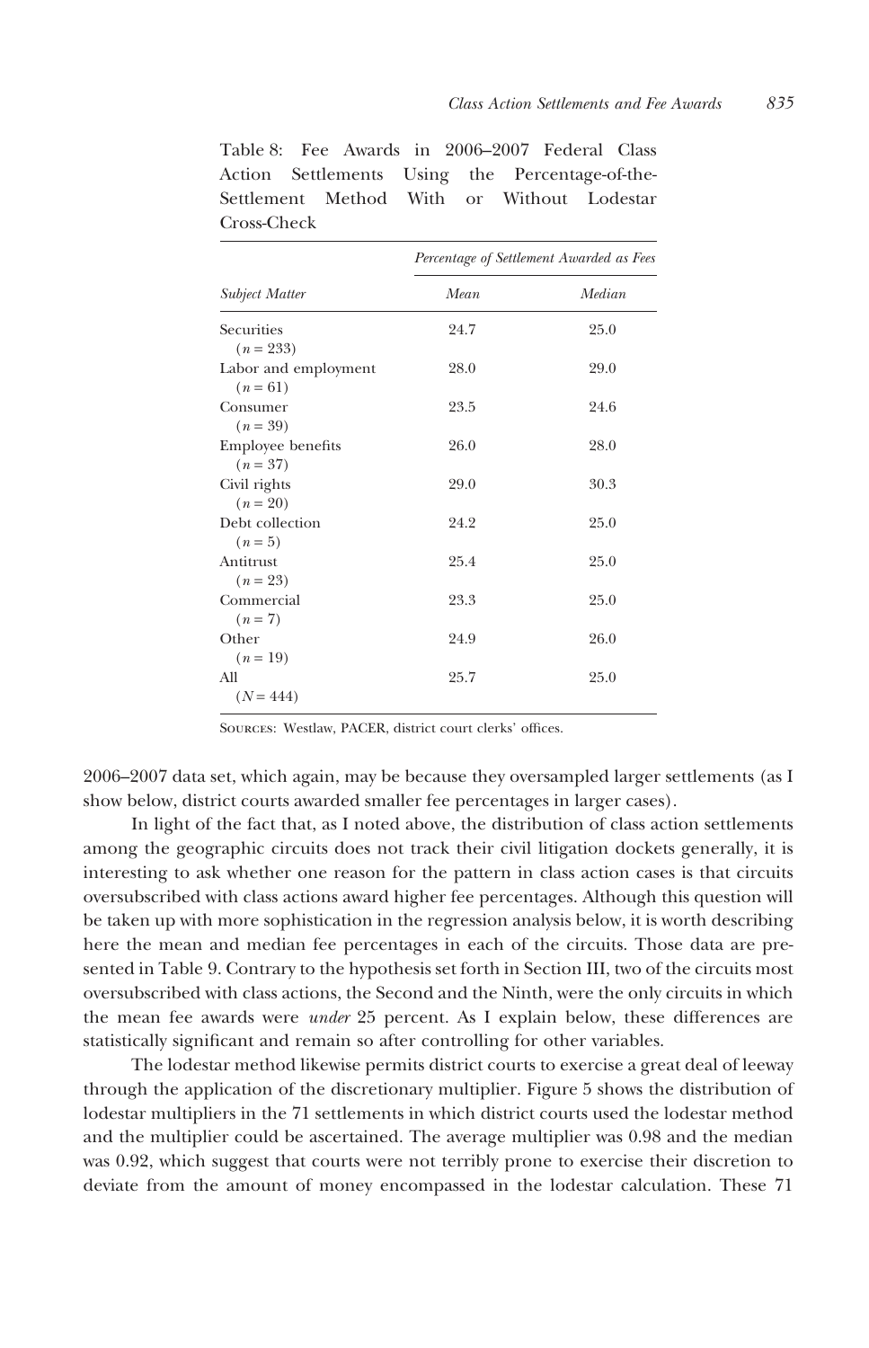Table 8: Fee Awards in 2006–2007 Federal Class Action Settlements Using the Percentage-of-the-Settlement Method With or Without Lodestar Cross-Check

| | *Percentage of Settlement Awarded as Fees* | |
|---|---|---|
| *Subject Matter* | *Mean* | *Median* |
| Securities ($n = 233$) | 24.7 | 25.0 |
| Labor and employment ($n = 61$) | 28.0 | 29.0 |
| Consumer ($n = 39$) | 23.5 | 24.6 |
| Employee benefits ($n = 37$) | 26.0 | 28.0 |
| Civil rights ($n = 20$) | 29.0 | 30.3 |
| Debt collection ($n = 5$) | 24.2 | 25.0 |
| Antitrust ($n = 23$) | 25.4 | 25.0 |
| Commercial ($n = 7$) | 23.3 | 25.0 |
| Other ($n = 19$) | 24.9 | 26.0 |
| All ($N = 444$) | 25.7 | 25.0 |

Sources: Westlaw, PACER, district court clerks' offices.

2006–2007 data set, which again, may be because they oversampled larger settlements (as I show below, district courts awarded smaller fee percentages in larger cases).

In light of the fact that, as I noted above, the distribution of class action settlements among the geographic circuits does not track their civil litigation dockets generally, it is interesting to ask whether one reason for the pattern in class action cases is that circuits oversubscribed with class actions award higher fee percentages. Although this question will be taken up with more sophistication in the regression analysis below, it is worth describing here the mean and median fee percentages in each of the circuits. Those data are presented in Table 9. Contrary to the hypothesis set forth in Section III, two of the circuits most oversubscribed with class actions, the Second and the Ninth, were the only circuits in which the mean fee awards were *under* 25 percent. As I explain below, these differences are statistically significant and remain so after controlling for other variables.

The lodestar method likewise permits district courts to exercise a great deal of leeway through the application of the discretionary multiplier. Figure 5 shows the distribution of lodestar multipliers in the 71 settlements in which district courts used the lodestar method and the multiplier could be ascertained. The average multiplier was 0.98 and the median was 0.92, which suggest that courts were not terribly prone to exercise their discretion to deviate from the amount of money encompassed in the lodestar calculation. These 71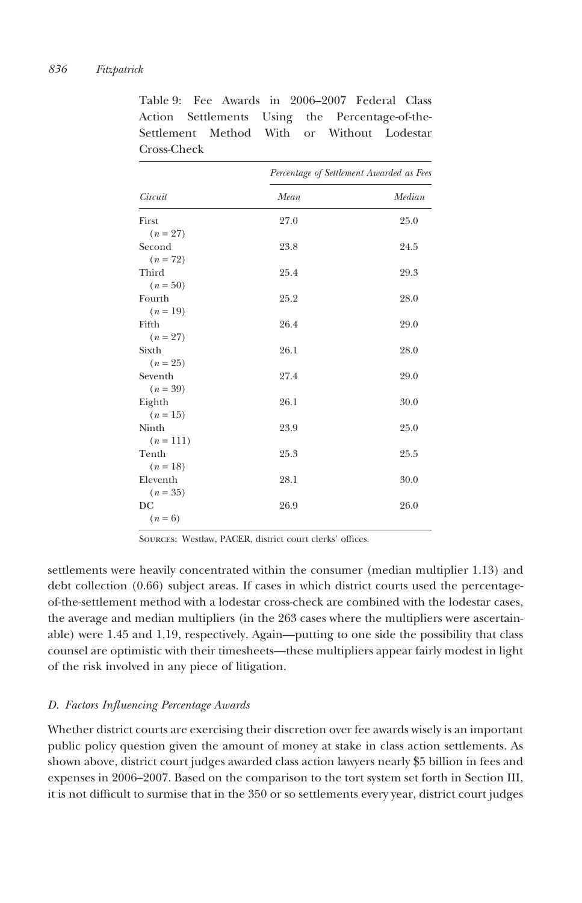Table 9: Fee Awards in 2006–2007 Federal Class Action Settlements Using the Percentage-of-the-Settlement Method With or Without Lodestar Cross-Check

| | *Percentage of Settlement Awarded as Fees* | |
|---|---|---|
| *Circuit* | *Mean* | *Median* |
| First ($n = 27$) | 27.0 | 25.0 |
| Second ($n = 72$) | 23.8 | 24.5 |
| Third ($n = 50$) | 25.4 | 29.3 |
| Fourth ($n = 19$) | 25.2 | 28.0 |
| Fifth ($n = 27$) | 26.4 | 29.0 |
| Sixth ($n = 25$) | 26.1 | 28.0 |
| Seventh ($n = 39$) | 27.4 | 29.0 |
| Eighth ($n = 15$) | 26.1 | 30.0 |
| Ninth ($n = 111$) | 23.9 | 25.0 |
| Tenth ($n = 18$) | 25.3 | 25.5 |
| Eleventh ($n = 35$) | 28.1 | 30.0 |
| DC ($n = 6$) | 26.9 | 26.0 |

Sources: Westlaw, PACER, district court clerks' offices.

settlements were heavily concentrated within the consumer (median multiplier 1.13) and debt collection (0.66) subject areas. If cases in which district courts used the percentage-of-the-settlement method with a lodestar cross-check are combined with the lodestar cases, the average and median multipliers (in the 263 cases where the multipliers were ascertainable) were 1.45 and 1.19, respectively. Again—putting to one side the possibility that class counsel are optimistic with their timesheets—these multipliers appear fairly modest in light of the risk involved in any piece of litigation.

### *D. Factors Influencing Percentage Awards*

Whether district courts are exercising their discretion over fee awards wisely is an important public policy question given the amount of money at stake in class action settlements. As shown above, district court judges awarded class action lawyers nearly $5 billion in fees and expenses in 2006–2007. Based on the comparison to the tort system set forth in Section III, it is not difficult to surmise that in the 350 or so settlements every year, district court judges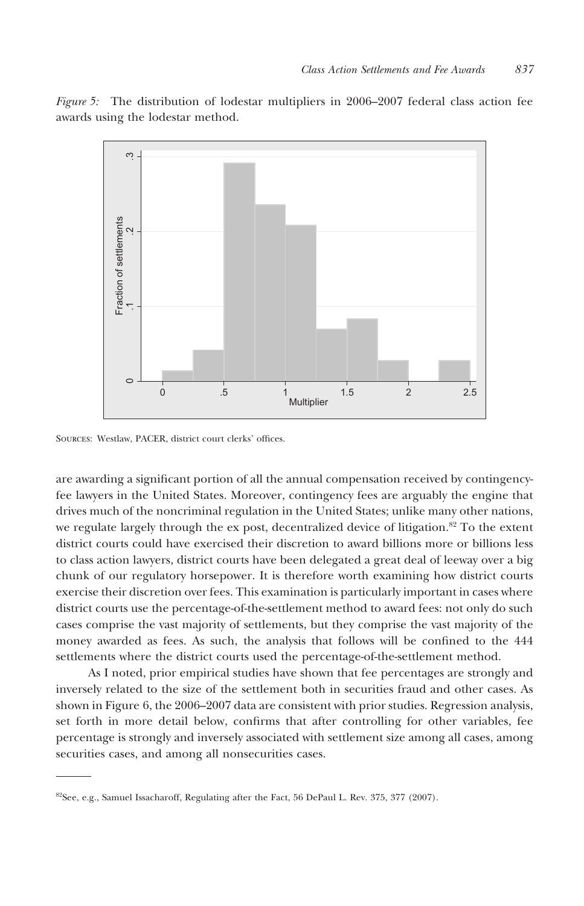*Figure 5:* The distribution of lodestar multipliers in 2006–2007 federal class action fee awards using the lodestar method.

Sources: Westlaw, PACER, district court clerks' offices.

are awarding a significant portion of all the annual compensation received by contingency-fee lawyers in the United States. Moreover, contingency fees are arguably the engine that drives much of the noncriminal regulation in the United States; unlike many other nations, we regulate largely through the ex post, decentralized device of litigation.[82] To the extent district courts could have exercised their discretion to award billions more or billions less to class action lawyers, district courts have been delegated a great deal of leeway over a big chunk of our regulatory horsepower. It is therefore worth examining how district courts exercise their discretion over fees. This examination is particularly important in cases where district courts use the percentage-of-the-settlement method to award fees: not only do such cases comprise the vast majority of settlements, but they comprise the vast majority of the money awarded as fees. As such, the analysis that follows will be confined to the 444 settlements where the district courts used the percentage-of-the-settlement method.

As I noted, prior empirical studies have shown that fee percentages are strongly and inversely related to the size of the settlement both in securities fraud and other cases. As shown in Figure 6, the 2006–2007 data are consistent with prior studies. Regression analysis, set forth in more detail below, confirms that after controlling for other variables, fee percentage is strongly and inversely associated with settlement size among all cases, among securities cases, and among all nonsecurities cases.

---

[82]See, e.g., Samuel Issacharoff, Regulating after the Fact, 56 DePaul L. Rev. 375, 377 (2007).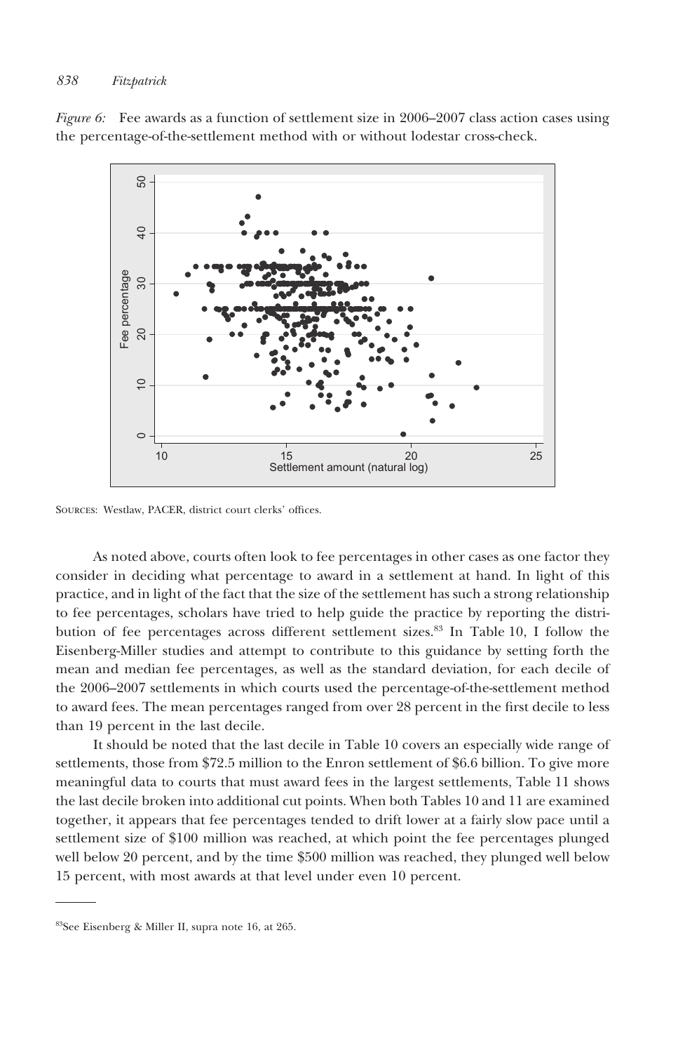*Figure 6:* Fee awards as a function of settlement size in 2006–2007 class action cases using the percentage-of-the-settlement method with or without lodestar cross-check.

SOURCES: Westlaw, PACER, district court clerks' offices.

As noted above, courts often look to fee percentages in other cases as one factor they consider in deciding what percentage to award in a settlement at hand. In light of this practice, and in light of the fact that the size of the settlement has such a strong relationship to fee percentages, scholars have tried to help guide the practice by reporting the distribution of fee percentages across different settlement sizes.[83] In Table 10, I follow the Eisenberg-Miller studies and attempt to contribute to this guidance by setting forth the mean and median fee percentages, as well as the standard deviation, for each decile of the 2006–2007 settlements in which courts used the percentage-of-the-settlement method to award fees. The mean percentages ranged from over 28 percent in the first decile to less than 19 percent in the last decile.

It should be noted that the last decile in Table 10 covers an especially wide range of settlements, those from \$72.5 million to the Enron settlement of \$6.6 billion. To give more meaningful data to courts that must award fees in the largest settlements, Table 11 shows the last decile broken into additional cut points. When both Tables 10 and 11 are examined together, it appears that fee percentages tended to drift lower at a fairly slow pace until a settlement size of \$100 million was reached, at which point the fee percentages plunged well below 20 percent, and by the time \$500 million was reached, they plunged well below 15 percent, with most awards at that level under even 10 percent.

---

[83]See Eisenberg & Miller II, supra note 16, at 265.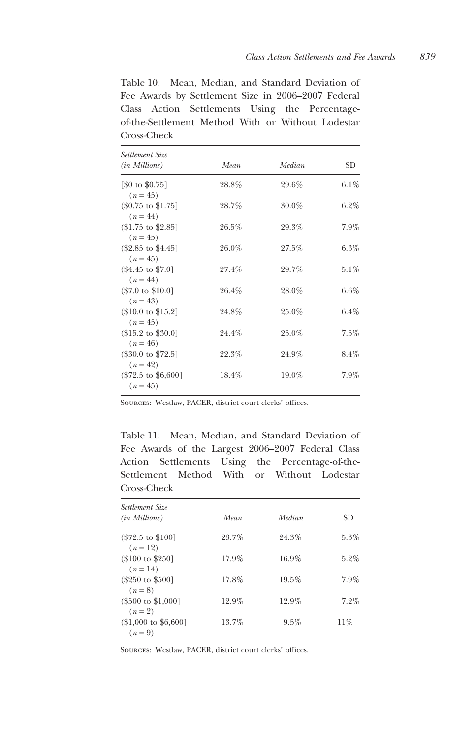Table 10: Mean, Median, and Standard Deviation of Fee Awards by Settlement Size in 2006–2007 Federal Class Action Settlements Using the Percentage-of-the-Settlement Method With or Without Lodestar Cross-Check

| *Settlement Size (in Millions)* | *Mean* | *Median* | SD |
|---|---|---|---|
| [$0 to $0.75] ($n = 45$) | 28.8% | 29.6% | 6.1% |
| ($0.75 to $1.75] ($n = 44$) | 28.7% | 30.0% | 6.2% |
| ($1.75 to $2.85] ($n = 45$) | 26.5% | 29.3% | 7.9% |
| ($2.85 to $4.45] ($n = 45$) | 26.0% | 27.5% | 6.3% |
| ($4.45 to $7.0] ($n = 44$) | 27.4% | 29.7% | 5.1% |
| ($7.0 to $10.0] ($n = 43$) | 26.4% | 28.0% | 6.6% |
| ($10.0 to $15.2] ($n = 45$) | 24.8% | 25.0% | 6.4% |
| ($15.2 to $30.0] ($n = 46$) | 24.4% | 25.0% | 7.5% |
| ($30.0 to $72.5] ($n = 42$) | 22.3% | 24.9% | 8.4% |
| ($72.5 to $6,600] ($n = 45$) | 18.4% | 19.0% | 7.9% |

Sources: Westlaw, PACER, district court clerks' offices.

Table 11: Mean, Median, and Standard Deviation of Fee Awards of the Largest 2006–2007 Federal Class Action Settlements Using the Percentage-of-the-Settlement Method With or Without Lodestar Cross-Check

| *Settlement Size (in Millions)* | *Mean* | *Median* | SD |
|---|---|---|---|
| ($72.5 to $100] ($n = 12$) | 23.7% | 24.3% | 5.3% |
| ($100 to $250] ($n = 14$) | 17.9% | 16.9% | 5.2% |
| ($250 to $500] ($n = 8$) | 17.8% | 19.5% | 7.9% |
| ($500 to $1,000] ($n = 2$) | 12.9% | 12.9% | 7.2% |
| ($1,000 to $6,600] ($n = 9$) | 13.7% | 9.5% | 11% |

Sources: Westlaw, PACER, district court clerks' offices.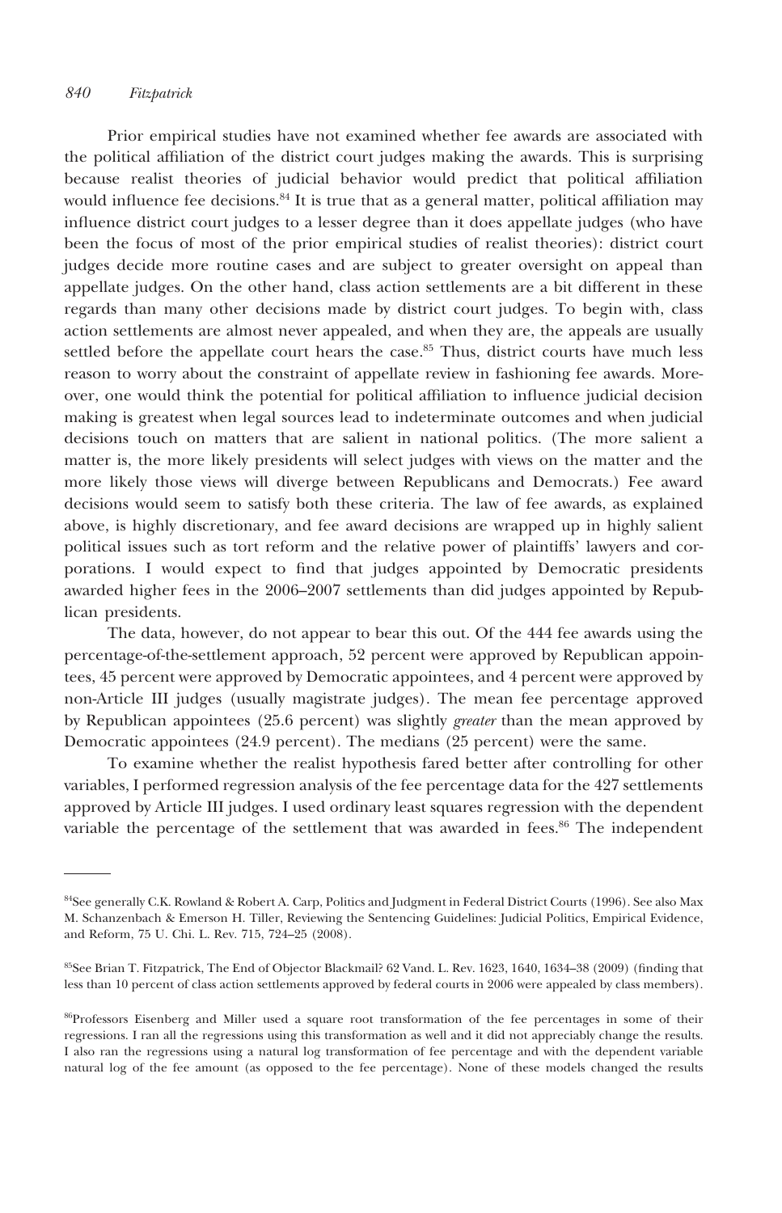Prior empirical studies have not examined whether fee awards are associated with the political affiliation of the district court judges making the awards. This is surprising because realist theories of judicial behavior would predict that political affiliation would influence fee decisions.[84] It is true that as a general matter, political affiliation may influence district court judges to a lesser degree than it does appellate judges (who have been the focus of most of the prior empirical studies of realist theories): district court judges decide more routine cases and are subject to greater oversight on appeal than appellate judges. On the other hand, class action settlements are a bit different in these regards than many other decisions made by district court judges. To begin with, class action settlements are almost never appealed, and when they are, the appeals are usually settled before the appellate court hears the case.[85] Thus, district courts have much less reason to worry about the constraint of appellate review in fashioning fee awards. Moreover, one would think the potential for political affiliation to influence judicial decision making is greatest when legal sources lead to indeterminate outcomes and when judicial decisions touch on matters that are salient in national politics. (The more salient a matter is, the more likely presidents will select judges with views on the matter and the more likely those views will diverge between Republicans and Democrats.) Fee award decisions would seem to satisfy both these criteria. The law of fee awards, as explained above, is highly discretionary, and fee award decisions are wrapped up in highly salient political issues such as tort reform and the relative power of plaintiffs' lawyers and corporations. I would expect to find that judges appointed by Democratic presidents awarded higher fees in the 2006–2007 settlements than did judges appointed by Republican presidents.

The data, however, do not appear to bear this out. Of the 444 fee awards using the percentage-of-the-settlement approach, 52 percent were approved by Republican appointees, 45 percent were approved by Democratic appointees, and 4 percent were approved by non-Article III judges (usually magistrate judges). The mean fee percentage approved by Republican appointees (25.6 percent) was slightly *greater* than the mean approved by Democratic appointees (24.9 percent). The medians (25 percent) were the same.

To examine whether the realist hypothesis fared better after controlling for other variables, I performed regression analysis of the fee percentage data for the 427 settlements approved by Article III judges. I used ordinary least squares regression with the dependent variable the percentage of the settlement that was awarded in fees.[86] The independent

---

[84]See generally C.K. Rowland & Robert A. Carp, Politics and Judgment in Federal District Courts (1996). See also Max M. Schanzenbach & Emerson H. Tiller, Reviewing the Sentencing Guidelines: Judicial Politics, Empirical Evidence, and Reform, 75 U. Chi. L. Rev. 715, 724–25 (2008).

[85]See Brian T. Fitzpatrick, The End of Objector Blackmail? 62 Vand. L. Rev. 1623, 1640, 1634–38 (2009) (finding that less than 10 percent of class action settlements approved by federal courts in 2006 were appealed by class members).

[86]Professors Eisenberg and Miller used a square root transformation of the fee percentages in some of their regressions. I ran all the regressions using this transformation as well and it did not appreciably change the results. I also ran the regressions using a natural log transformation of fee percentage and with the dependent variable natural log of the fee amount (as opposed to the fee percentage). None of these models changed the results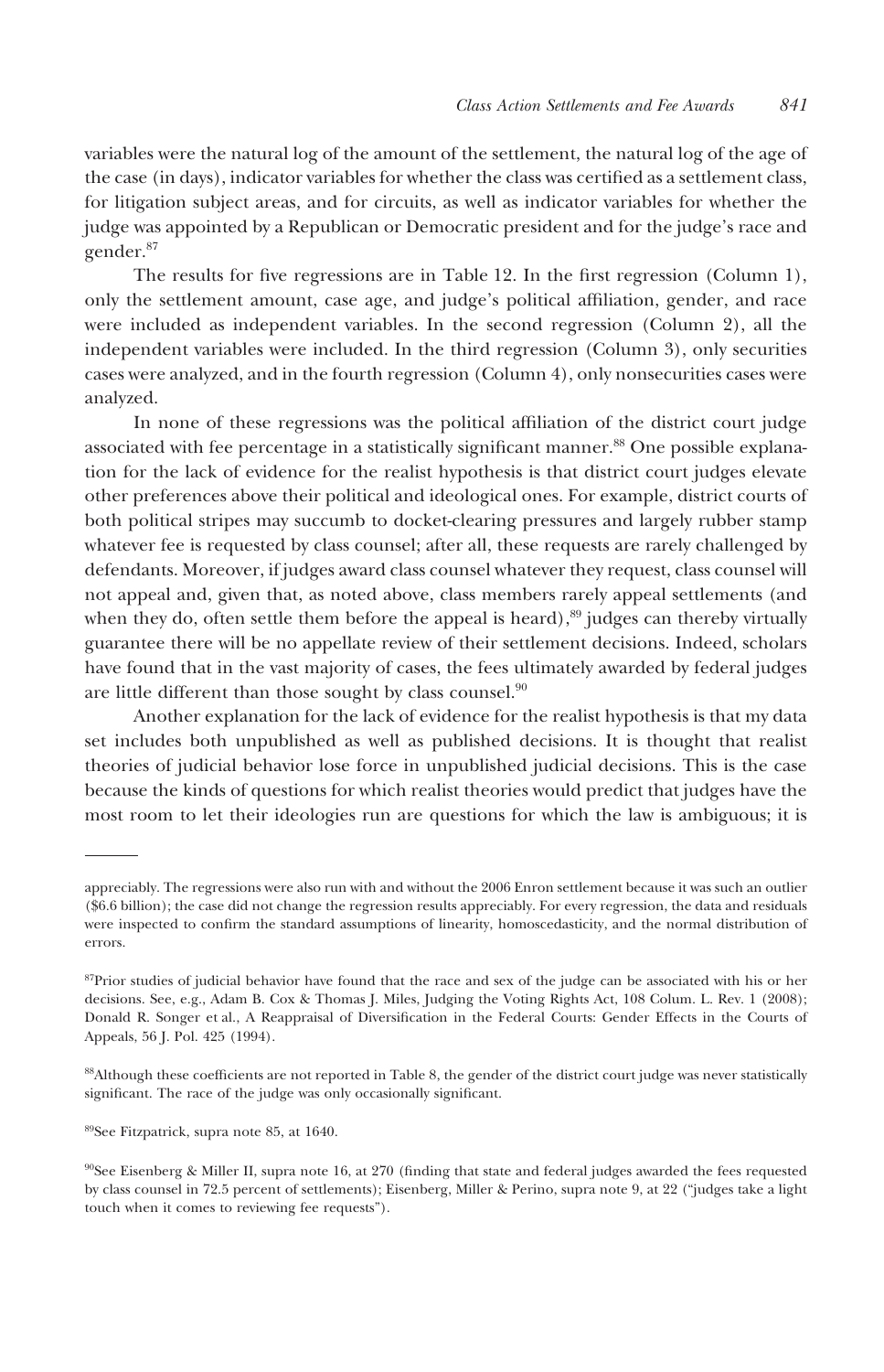variables were the natural log of the amount of the settlement, the natural log of the age of the case (in days), indicator variables for whether the class was certified as a settlement class, for litigation subject areas, and for circuits, as well as indicator variables for whether the judge was appointed by a Republican or Democratic president and for the judge's race and gender.[87]

The results for five regressions are in Table 12. In the first regression (Column 1), only the settlement amount, case age, and judge's political affiliation, gender, and race were included as independent variables. In the second regression (Column 2), all the independent variables were included. In the third regression (Column 3), only securities cases were analyzed, and in the fourth regression (Column 4), only nonsecurities cases were analyzed.

In none of these regressions was the political affiliation of the district court judge associated with fee percentage in a statistically significant manner.[88] One possible explanation for the lack of evidence for the realist hypothesis is that district court judges elevate other preferences above their political and ideological ones. For example, district courts of both political stripes may succumb to docket-clearing pressures and largely rubber stamp whatever fee is requested by class counsel; after all, these requests are rarely challenged by defendants. Moreover, if judges award class counsel whatever they request, class counsel will not appeal and, given that, as noted above, class members rarely appeal settlements (and when they do, often settle them before the appeal is heard),[89] judges can thereby virtually guarantee there will be no appellate review of their settlement decisions. Indeed, scholars have found that in the vast majority of cases, the fees ultimately awarded by federal judges are little different than those sought by class counsel.[90]

Another explanation for the lack of evidence for the realist hypothesis is that my data set includes both unpublished as well as published decisions. It is thought that realist theories of judicial behavior lose force in unpublished judicial decisions. This is the case because the kinds of questions for which realist theories would predict that judges have the most room to let their ideologies run are questions for which the law is ambiguous; it is

---

appreciably. The regressions were also run with and without the 2006 Enron settlement because it was such an outlier ($6.6 billion); the case did not change the regression results appreciably. For every regression, the data and residuals were inspected to confirm the standard assumptions of linearity, homoscedasticity, and the normal distribution of errors.

[87]Prior studies of judicial behavior have found that the race and sex of the judge can be associated with his or her decisions. See, e.g., Adam B. Cox & Thomas J. Miles, Judging the Voting Rights Act, 108 Colum. L. Rev. 1 (2008); Donald R. Songer et al., A Reappraisal of Diversification in the Federal Courts: Gender Effects in the Courts of Appeals, 56 J. Pol. 425 (1994).

[88]Although these coefficients are not reported in Table 8, the gender of the district court judge was never statistically significant. The race of the judge was only occasionally significant.

[89]See Fitzpatrick, supra note 85, at 1640.

[90]See Eisenberg & Miller II, supra note 16, at 270 (finding that state and federal judges awarded the fees requested by class counsel in 72.5 percent of settlements); Eisenberg, Miller & Perino, supra note 9, at 22 ("judges take a light touch when it comes to reviewing fee requests").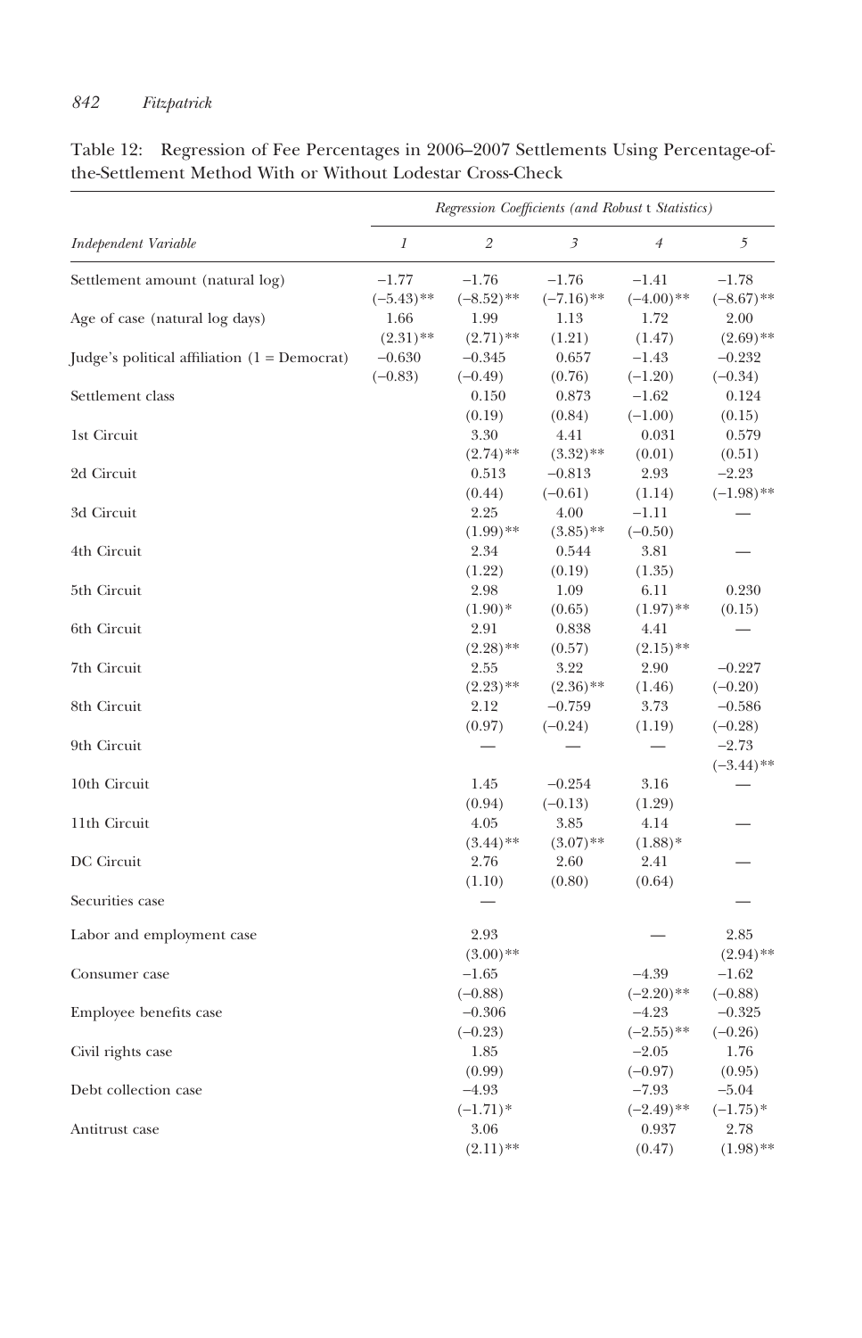Table 12: Regression of Fee Percentages in 2006–2007 Settlements Using Percentage-of-the-Settlement Method With or Without Lodestar Cross-Check

| | Regression Coefficients (and Robust t Statistics) | | | | |
|---|---|---|---|---|---|
| *Independent Variable* | *1* | *2* | *3* | *4* | *5* |
| Settlement amount (natural log) | −1.77<br>(−5.43)** | −1.76<br>(−8.52)** | −1.76<br>(−7.16)** | −1.41<br>(−4.00)** | −1.78<br>(−8.67)** |
| Age of case (natural log days) | 1.66<br>(2.31)** | 1.99<br>(2.71)** | 1.13<br>(1.21) | 1.72<br>(1.47) | 2.00<br>(2.69)** |
| Judge's political affiliation (1 = Democrat) | −0.630<br>(−0.83) | −0.345<br>(−0.49) | 0.657<br>(0.76) | −1.43<br>(−1.20) | −0.232<br>(−0.34) |
| Settlement class | | 0.150<br>(0.19) | 0.873<br>(0.84) | −1.62<br>(−1.00) | 0.124<br>(0.15) |
| 1st Circuit | | 3.30<br>(2.74)** | 4.41<br>(3.32)** | 0.031<br>(0.01) | 0.579<br>(0.51) |
| 2d Circuit | | 0.513<br>(0.44) | −0.813<br>(−0.61) | 2.93<br>(1.14) | −2.23<br>(−1.98)** |
| 3d Circuit | | 2.25<br>(1.99)** | 4.00<br>(3.85)** | −1.11<br>(−0.50) | — |
| 4th Circuit | | 2.34<br>(1.22) | 0.544<br>(0.19) | 3.81<br>(1.35) | — |
| 5th Circuit | | 2.98<br>(1.90)* | 1.09<br>(0.65) | 6.11<br>(1.97)** | 0.230<br>(0.15) |
| 6th Circuit | | 2.91<br>(2.28)** | 0.838<br>(0.57) | 4.41<br>(2.15)** | — |
| 7th Circuit | | 2.55<br>(2.23)** | 3.22<br>(2.36)** | 2.90<br>(1.46) | −0.227<br>(−0.20) |
| 8th Circuit | | 2.12<br>(0.97) | −0.759<br>(−0.24) | 3.73<br>(1.19) | −0.586<br>(−0.28) |
| 9th Circuit | | — | — | — | −2.73<br>(−3.44)** |
| 10th Circuit | | 1.45<br>(0.94) | −0.254<br>(−0.13) | 3.16<br>(1.29) | — |
| 11th Circuit | | 4.05<br>(3.44)** | 3.85<br>(3.07)** | 4.14<br>(1.88)* | — |
| DC Circuit | | 2.76<br>(1.10) | 2.60<br>(0.80) | 2.41<br>(0.64) | — |
| Securities case | | — | | | — |
| Labor and employment case | | 2.93<br>(3.00)** | | — | 2.85<br>(2.94)** |
| Consumer case | | −1.65<br>(−0.88) | | −4.39<br>(−2.20)** | −1.62<br>(−0.88) |
| Employee benefits case | | −0.306<br>(−0.23) | | −4.23<br>(−2.55)** | −0.325<br>(−0.26) |
| Civil rights case | | 1.85<br>(0.99) | | −2.05<br>(−0.97) | 1.76<br>(0.95) |
| Debt collection case | | −4.93<br>(−1.71)* | | −7.93<br>(−2.49)** | −5.04<br>(−1.75)* |
| Antitrust case | | 3.06<br>(2.11)** | | 0.937<br>(0.47) | 2.78<br>(1.98)** |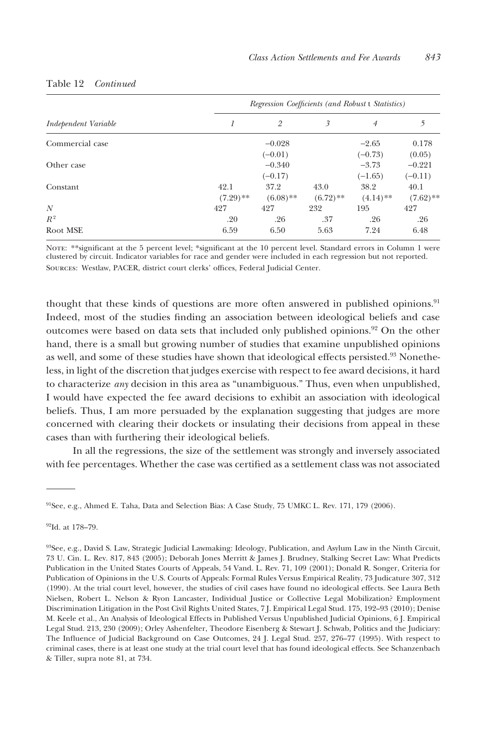Table 12 *Continued*

| Independent Variable | Regression Coefficients (and Robust t Statistics) | | | | |
|---|---|---|---|---|---|
| | *1* | *2* | *3* | *4* | *5* |
| Commercial case | | −0.028 | | −2.65 | 0.178 |
| | | (−0.01) | | (−0.73) | (0.05) |
| Other case | | −0.340 | | −3.73 | −0.221 |
| | | (−0.17) | | (−1.65) | (−0.11) |
| Constant | 42.1 | 37.2 | 43.0 | 38.2 | 40.1 |
| | (7.29)** | (6.08)** | (6.72)** | (4.14)** | (7.62)** |
| $N$ | 427 | 427 | 232 | 195 | 427 |
| $R^2$ | .20 | .26 | .37 | .26 | .26 |
| Root MSE | 6.59 | 6.50 | 5.63 | 7.24 | 6.48 |

Note: **significant at the 5 percent level; *significant at the 10 percent level. Standard errors in Column 1 were clustered by circuit. Indicator variables for race and gender were included in each regression but not reported.
Sources: Westlaw, PACER, district court clerks' offices, Federal Judicial Center.

thought that these kinds of questions are more often answered in published opinions.[91] Indeed, most of the studies finding an association between ideological beliefs and case outcomes were based on data sets that included only published opinions.[92] On the other hand, there is a small but growing number of studies that examine unpublished opinions as well, and some of these studies have shown that ideological effects persisted.[93] Nonetheless, in light of the discretion that judges exercise with respect to fee award decisions, it hard to characterize *any* decision in this area as "unambiguous." Thus, even when unpublished, I would have expected the fee award decisions to exhibit an association with ideological beliefs. Thus, I am more persuaded by the explanation suggesting that judges are more concerned with clearing their dockets or insulating their decisions from appeal in these cases than with furthering their ideological beliefs.

In all the regressions, the size of the settlement was strongly and inversely associated with fee percentages. Whether the case was certified as a settlement class was not associated

---

[91]See, e.g., Ahmed E. Taha, Data and Selection Bias: A Case Study, 75 UMKC L. Rev. 171, 179 (2006).

[92]Id. at 178–79.

[93]See, e.g., David S. Law, Strategic Judicial Lawmaking: Ideology, Publication, and Asylum Law in the Ninth Circuit, 73 U. Cin. L. Rev. 817, 843 (2005); Deborah Jones Merritt & James J. Brudney, Stalking Secret Law: What Predicts Publication in the United States Courts of Appeals, 54 Vand. L. Rev. 71, 109 (2001); Donald R. Songer, Criteria for Publication of Opinions in the U.S. Courts of Appeals: Formal Rules Versus Empirical Reality, 73 Judicature 307, 312 (1990). At the trial court level, however, the studies of civil cases have found no ideological effects. See Laura Beth Nielsen, Robert L. Nelson & Ryon Lancaster, Individual Justice or Collective Legal Mobilization? Employment Discrimination Litigation in the Post Civil Rights United States, 7 J. Empirical Legal Stud. 175, 192–93 (2010); Denise M. Keele et al., An Analysis of Ideological Effects in Published Versus Unpublished Judicial Opinions, 6 J. Empirical Legal Stud. 213, 230 (2009); Orley Ashenfelter, Theodore Eisenberg & Stewart J. Schwab, Politics and the Judiciary: The Influence of Judicial Background on Case Outcomes, 24 J. Legal Stud. 257, 276–77 (1995). With respect to criminal cases, there is at least one study at the trial court level that has found ideological effects. See Schanzenbach & Tiller, supra note 81, at 734.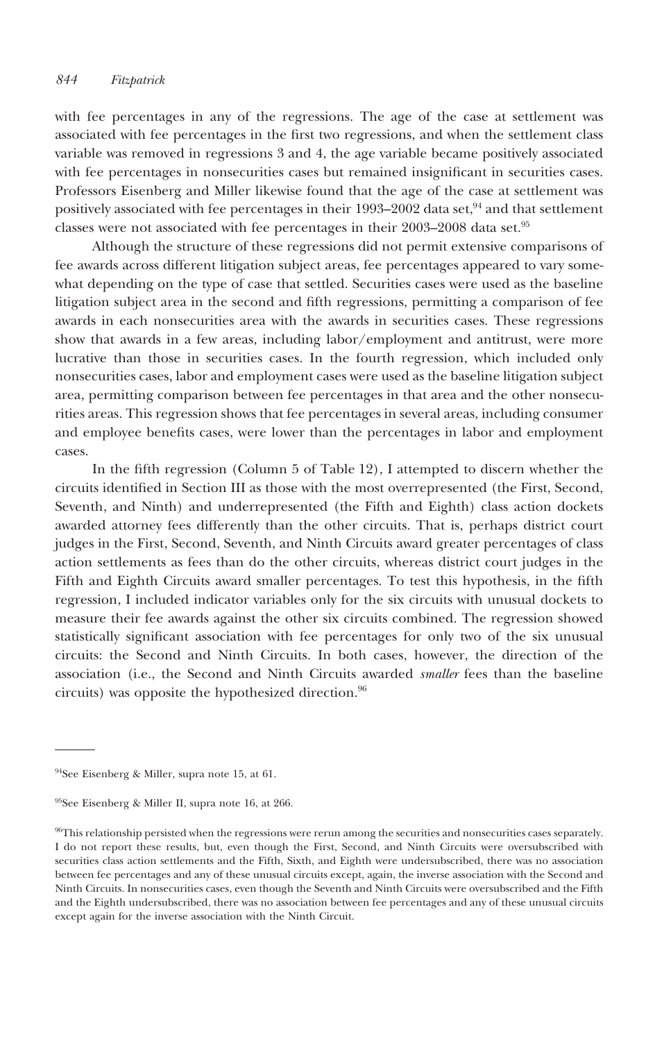with fee percentages in any of the regressions. The age of the case at settlement was associated with fee percentages in the first two regressions, and when the settlement class variable was removed in regressions 3 and 4, the age variable became positively associated with fee percentages in nonsecurities cases but remained insignificant in securities cases. Professors Eisenberg and Miller likewise found that the age of the case at settlement was positively associated with fee percentages in their 1993–2002 data set,[94] and that settlement classes were not associated with fee percentages in their 2003–2008 data set.[95]

Although the structure of these regressions did not permit extensive comparisons of fee awards across different litigation subject areas, fee percentages appeared to vary somewhat depending on the type of case that settled. Securities cases were used as the baseline litigation subject area in the second and fifth regressions, permitting a comparison of fee awards in each nonsecurities area with the awards in securities cases. These regressions show that awards in a few areas, including labor/employment and antitrust, were more lucrative than those in securities cases. In the fourth regression, which included only nonsecurities cases, labor and employment cases were used as the baseline litigation subject area, permitting comparison between fee percentages in that area and the other nonsecurities areas. This regression shows that fee percentages in several areas, including consumer and employee benefits cases, were lower than the percentages in labor and employment cases.

In the fifth regression (Column 5 of Table 12), I attempted to discern whether the circuits identified in Section III as those with the most overrepresented (the First, Second, Seventh, and Ninth) and underrepresented (the Fifth and Eighth) class action dockets awarded attorney fees differently than the other circuits. That is, perhaps district court judges in the First, Second, Seventh, and Ninth Circuits award greater percentages of class action settlements as fees than do the other circuits, whereas district court judges in the Fifth and Eighth Circuits award smaller percentages. To test this hypothesis, in the fifth regression, I included indicator variables only for the six circuits with unusual dockets to measure their fee awards against the other six circuits combined. The regression showed statistically significant association with fee percentages for only two of the six unusual circuits: the Second and Ninth Circuits. In both cases, however, the direction of the association (i.e., the Second and Ninth Circuits awarded *smaller* fees than the baseline circuits) was opposite the hypothesized direction.[96]

---

[94]See Eisenberg & Miller, supra note 15, at 61.

[95]See Eisenberg & Miller II, supra note 16, at 266.

[96]This relationship persisted when the regressions were rerun among the securities and nonsecurities cases separately. I do not report these results, but, even though the First, Second, and Ninth Circuits were oversubscribed with securities class action settlements and the Fifth, Sixth, and Eighth were undersubscribed, there was no association between fee percentages and any of these unusual circuits except, again, the inverse association with the Second and Ninth Circuits. In nonsecurities cases, even though the Seventh and Ninth Circuits were oversubscribed and the Fifth and the Eighth undersubscribed, there was no association between fee percentages and any of these unusual circuits except again for the inverse association with the Ninth Circuit.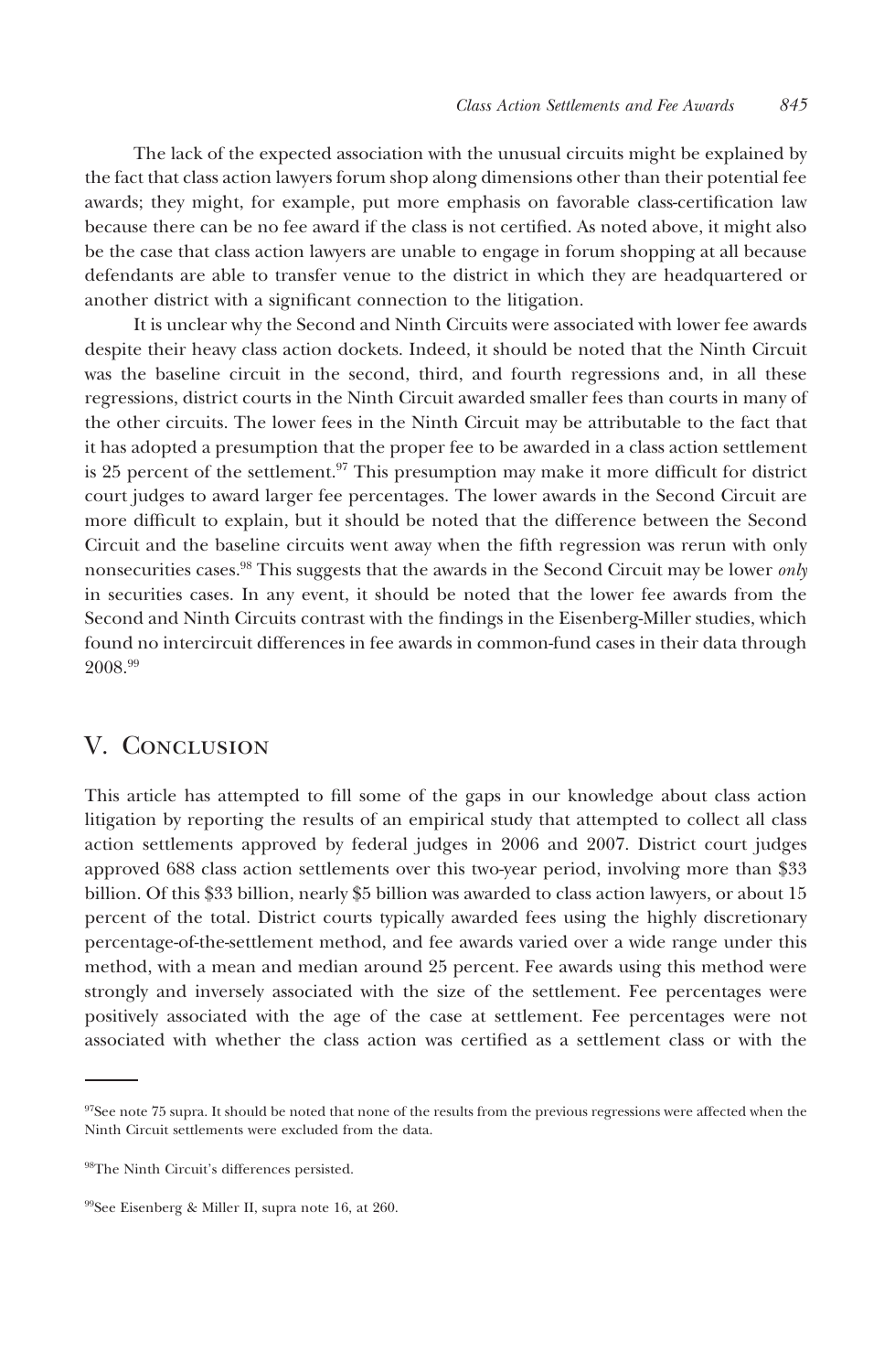The lack of the expected association with the unusual circuits might be explained by the fact that class action lawyers forum shop along dimensions other than their potential fee awards; they might, for example, put more emphasis on favorable class-certification law because there can be no fee award if the class is not certified. As noted above, it might also be the case that class action lawyers are unable to engage in forum shopping at all because defendants are able to transfer venue to the district in which they are headquartered or another district with a significant connection to the litigation.

It is unclear why the Second and Ninth Circuits were associated with lower fee awards despite their heavy class action dockets. Indeed, it should be noted that the Ninth Circuit was the baseline circuit in the second, third, and fourth regressions and, in all these regressions, district courts in the Ninth Circuit awarded smaller fees than courts in many of the other circuits. The lower fees in the Ninth Circuit may be attributable to the fact that it has adopted a presumption that the proper fee to be awarded in a class action settlement is 25 percent of the settlement.[97] This presumption may make it more difficult for district court judges to award larger fee percentages. The lower awards in the Second Circuit are more difficult to explain, but it should be noted that the difference between the Second Circuit and the baseline circuits went away when the fifth regression was rerun with only nonsecurities cases.[98] This suggests that the awards in the Second Circuit may be lower *only* in securities cases. In any event, it should be noted that the lower fee awards from the Second and Ninth Circuits contrast with the findings in the Eisenberg-Miller studies, which found no intercircuit differences in fee awards in common-fund cases in their data through 2008.[99]

## V. Conclusion

This article has attempted to fill some of the gaps in our knowledge about class action litigation by reporting the results of an empirical study that attempted to collect all class action settlements approved by federal judges in 2006 and 2007. District court judges approved 688 class action settlements over this two-year period, involving more than $33 billion. Of this $33 billion, nearly $5 billion was awarded to class action lawyers, or about 15 percent of the total. District courts typically awarded fees using the highly discretionary percentage-of-the-settlement method, and fee awards varied over a wide range under this method, with a mean and median around 25 percent. Fee awards using this method were strongly and inversely associated with the size of the settlement. Fee percentages were positively associated with the age of the case at settlement. Fee percentages were not associated with whether the class action was certified as a settlement class or with the

---

[97]See note 75 supra. It should be noted that none of the results from the previous regressions were affected when the Ninth Circuit settlements were excluded from the data.

[98]The Ninth Circuit's differences persisted.

[99]See Eisenberg & Miller II, supra note 16, at 260.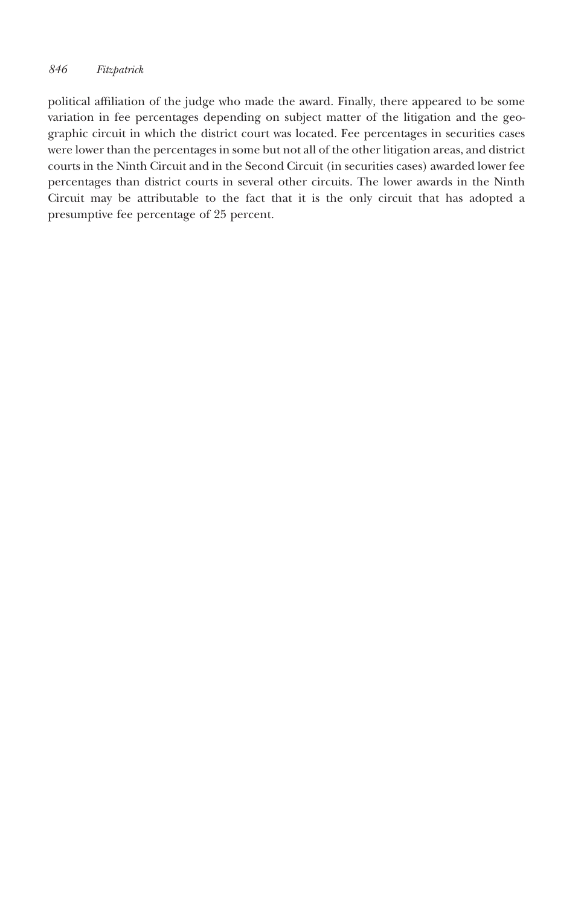political affiliation of the judge who made the award. Finally, there appeared to be some variation in fee percentages depending on subject matter of the litigation and the geographic circuit in which the district court was located. Fee percentages in securities cases were lower than the percentages in some but not all of the other litigation areas, and district courts in the Ninth Circuit and in the Second Circuit (in securities cases) awarded lower fee percentages than district courts in several other circuits. The lower awards in the Ninth Circuit may be attributable to the fact that it is the only circuit that has adopted a presumptive fee percentage of 25 percent.